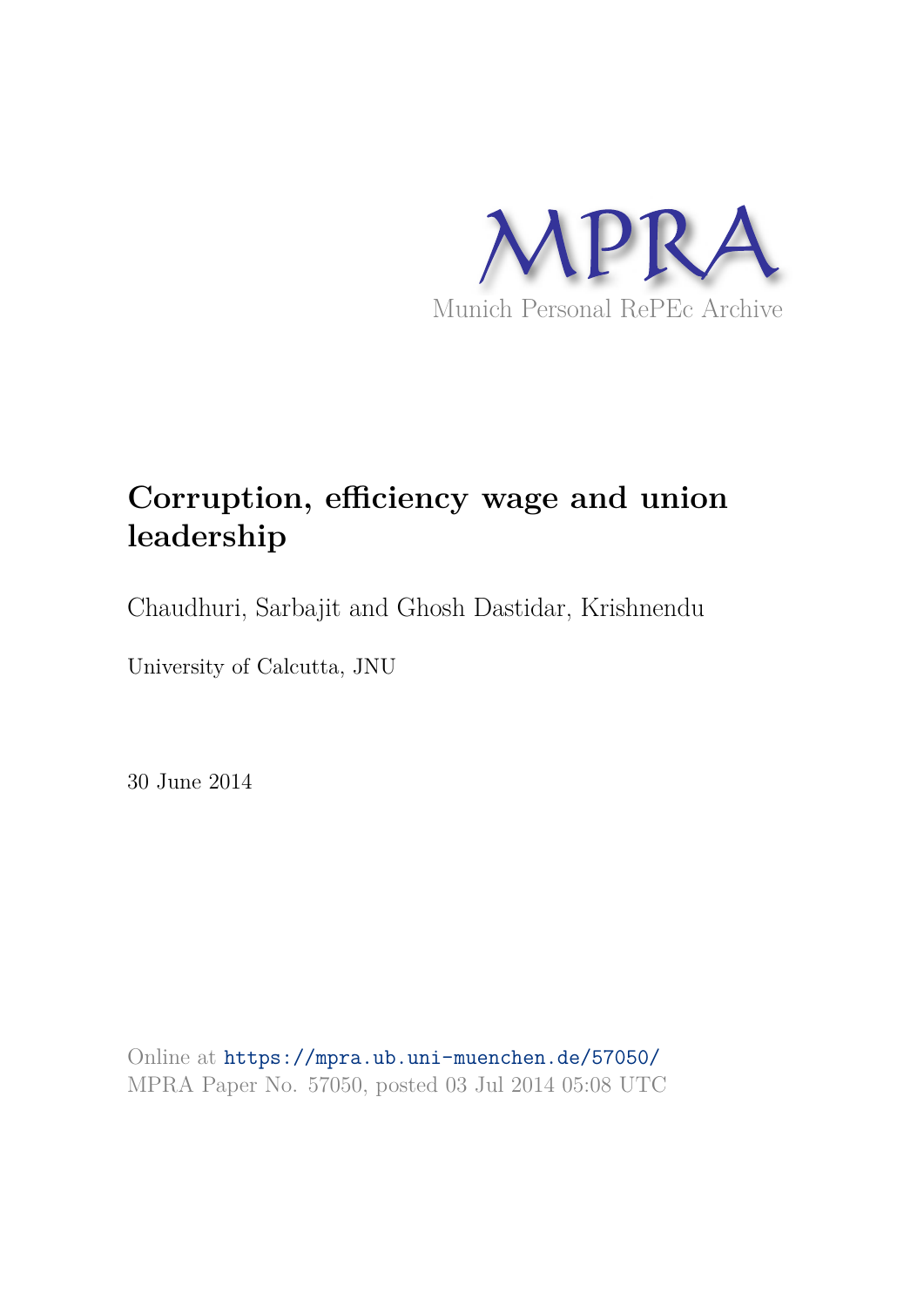MPRA

Munich Personal RePEc Archive

# Corruption, efficiency wage and union leadership

Chaudhuri, Sarbajit and Ghosh Dastidar, Krishnendu

University of Calcutta, JNU

30 June 2014

Online at https://mpra.ub.uni-muenchen.de/57050/
MPRA Paper No. 57050, posted 03 Jul 2014 05:08 UTC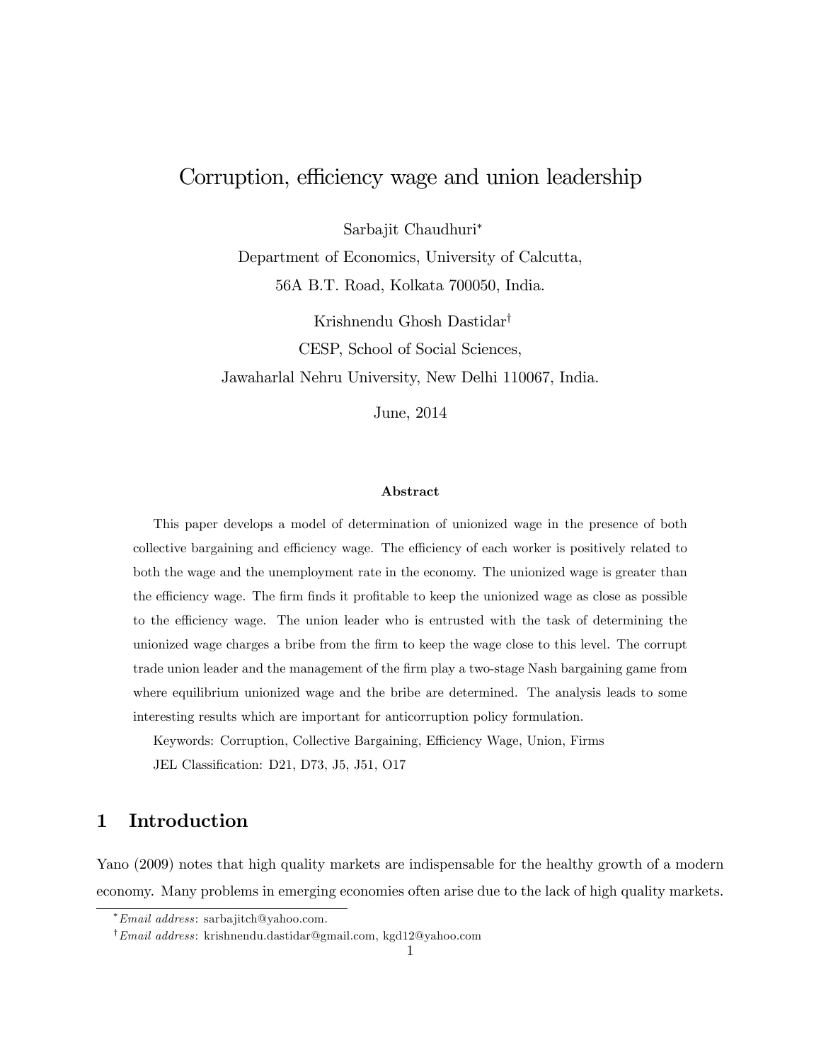#### Corruption, efficiency wage and union leadership

Sarbajit Chaudhuri[*]

Department of Economics, University of Calcutta,

56A B.T. Road, Kolkata 700050, India.

Krishnendu Ghosh Dastidar[†]

CESP, School of Social Sciences,

Jawaharlal Nehru University, New Delhi 110067, India.

June, 2014

**Abstract**

This paper develops a model of determination of unionized wage in the presence of both collective bargaining and efficiency wage. The efficiency of each worker is positively related to both the wage and the unemployment rate in the economy. The unionized wage is greater than the efficiency wage. The firm finds it profitable to keep the unionized wage as close as possible to the efficiency wage. The union leader who is entrusted with the task of determining the unionized wage charges a bribe from the firm to keep the wage close to this level. The corrupt trade union leader and the management of the firm play a two-stage Nash bargaining game from where equilibrium unionized wage and the bribe are determined. The analysis leads to some interesting results which are important for anticorruption policy formulation.

Keywords: Corruption, Collective Bargaining, Efficiency Wage, Union, Firms

JEL Classification: D21, D73, J5, J51, O17

## 1 Introduction

Yano (2009) notes that high quality markets are indispensable for the healthy growth of a modern economy. Many problems in emerging economies often arise due to the lack of high quality markets.

[*] *Email address*: sarbajitch@yahoo.com.

[†] *Email address*: krishnendu.dastidar@gmail.com, kgd12@yahoo.com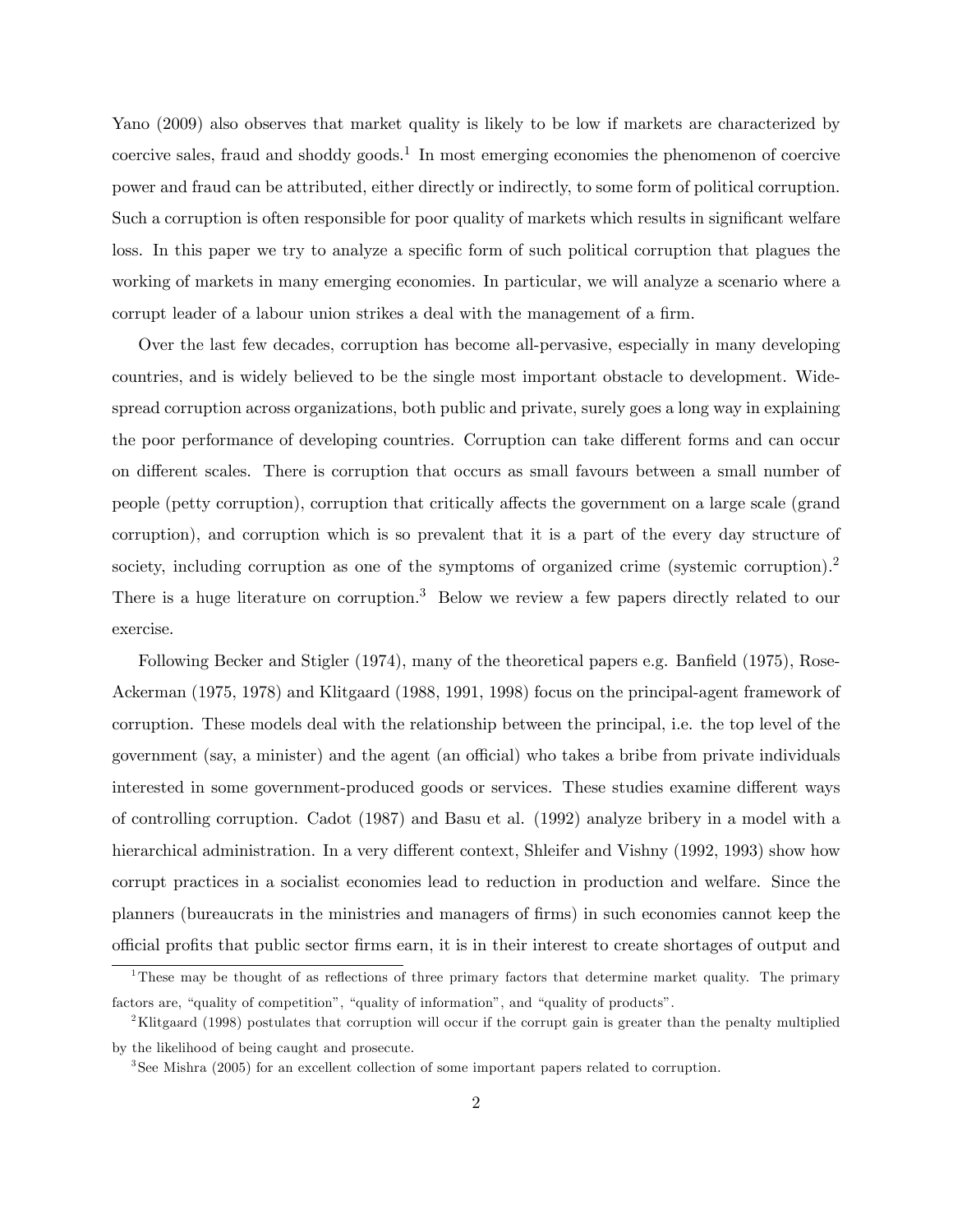Yano (2009) also observes that market quality is likely to be low if markets are characterized by coercive sales, fraud and shoddy goods.[1] In most emerging economies the phenomenon of coercive power and fraud can be attributed, either directly or indirectly, to some form of political corruption. Such a corruption is often responsible for poor quality of markets which results in significant welfare loss. In this paper we try to analyze a specific form of such political corruption that plagues the working of markets in many emerging economies. In particular, we will analyze a scenario where a corrupt leader of a labour union strikes a deal with the management of a firm.

Over the last few decades, corruption has become all-pervasive, especially in many developing countries, and is widely believed to be the single most important obstacle to development. Widespread corruption across organizations, both public and private, surely goes a long way in explaining the poor performance of developing countries. Corruption can take different forms and can occur on different scales. There is corruption that occurs as small favours between a small number of people (petty corruption), corruption that critically affects the government on a large scale (grand corruption), and corruption which is so prevalent that it is a part of the every day structure of society, including corruption as one of the symptoms of organized crime (systemic corruption).[2] There is a huge literature on corruption.[3] Below we review a few papers directly related to our exercise.

Following Becker and Stigler (1974), many of the theoretical papers e.g. Banfield (1975), Rose-Ackerman (1975, 1978) and Klitgaard (1988, 1991, 1998) focus on the principal-agent framework of corruption. These models deal with the relationship between the principal, i.e. the top level of the government (say, a minister) and the agent (an official) who takes a bribe from private individuals interested in some government-produced goods or services. These studies examine different ways of controlling corruption. Cadot (1987) and Basu et al. (1992) analyze bribery in a model with a hierarchical administration. In a very different context, Shleifer and Vishny (1992, 1993) show how corrupt practices in a socialist economies lead to reduction in production and welfare. Since the planners (bureaucrats in the ministries and managers of firms) in such economies cannot keep the official profits that public sector firms earn, it is in their interest to create shortages of output and

---

[1] These may be thought of as reflections of three primary factors that determine market quality. The primary factors are, "quality of competition", "quality of information", and "quality of products".

[2] Klitgaard (1998) postulates that corruption will occur if the corrupt gain is greater than the penalty multiplied by the likelihood of being caught and prosecute.

[3] See Mishra (2005) for an excellent collection of some important papers related to corruption.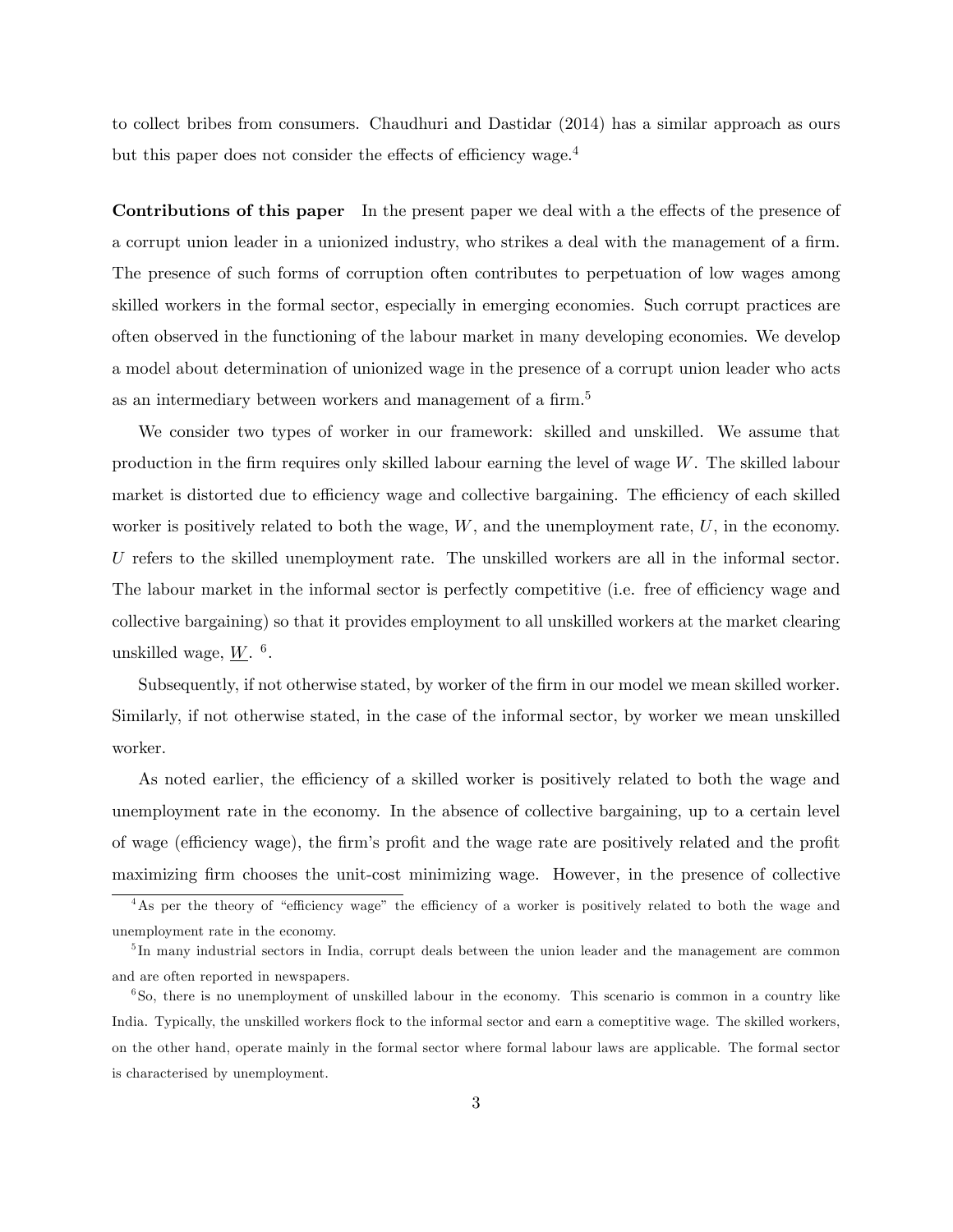to collect bribes from consumers. Chaudhuri and Dastidar (2014) has a similar approach as ours but this paper does not consider the effects of efficiency wage.[4]

**Contributions of this paper** In the present paper we deal with a the effects of the presence of a corrupt union leader in a unionized industry, who strikes a deal with the management of a firm. The presence of such forms of corruption often contributes to perpetuation of low wages among skilled workers in the formal sector, especially in emerging economies. Such corrupt practices are often observed in the functioning of the labour market in many developing economies. We develop a model about determination of unionized wage in the presence of a corrupt union leader who acts as an intermediary between workers and management of a firm.[5]

We consider two types of worker in our framework: skilled and unskilled. We assume that production in the firm requires only skilled labour earning the level of wage $W$. The skilled labour market is distorted due to efficiency wage and collective bargaining. The efficiency of each skilled worker is positively related to both the wage, $W$, and the unemployment rate, $U$, in the economy. $U$ refers to the skilled unemployment rate. The unskilled workers are all in the informal sector. The labour market in the informal sector is perfectly competitive (i.e. free of efficiency wage and collective bargaining) so that it provides employment to all unskilled workers at the market clearing unskilled wage, $\underline{W}$. [6].

Subsequently, if not otherwise stated, by worker of the firm in our model we mean skilled worker. Similarly, if not otherwise stated, in the case of the informal sector, by worker we mean unskilled worker.

As noted earlier, the efficiency of a skilled worker is positively related to both the wage and unemployment rate in the economy. In the absence of collective bargaining, up to a certain level of wage (efficiency wage), the firm's profit and the wage rate are positively related and the profit maximizing firm chooses the unit-cost minimizing wage. However, in the presence of collective

[4] As per the theory of "efficiency wage" the efficiency of a worker is positively related to both the wage and unemployment rate in the economy.

[5] In many industrial sectors in India, corrupt deals between the union leader and the management are common and are often reported in newspapers.

[6] So, there is no unemployment of unskilled labour in the economy. This scenario is common in a country like India. Typically, the unskilled workers flock to the informal sector and earn a comeptitive wage. The skilled workers, on the other hand, operate mainly in the formal sector where formal labour laws are applicable. The formal sector is characterised by unemployment.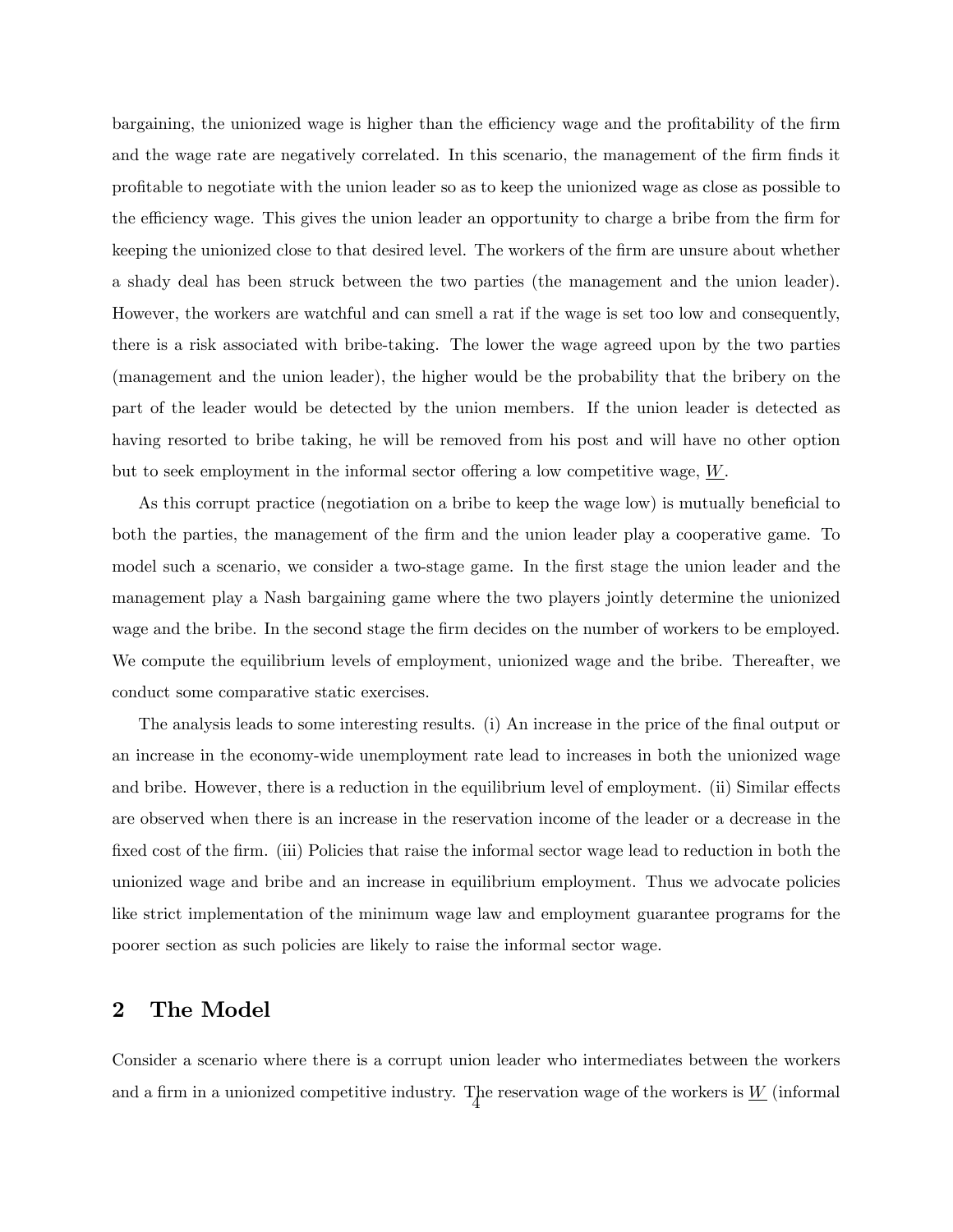bargaining, the unionized wage is higher than the efficiency wage and the profitability of the firm and the wage rate are negatively correlated. In this scenario, the management of the firm finds it profitable to negotiate with the union leader so as to keep the unionized wage as close as possible to the efficiency wage. This gives the union leader an opportunity to charge a bribe from the firm for keeping the unionized close to that desired level. The workers of the firm are unsure about whether a shady deal has been struck between the two parties (the management and the union leader). However, the workers are watchful and can smell a rat if the wage is set too low and consequently, there is a risk associated with bribe-taking. The lower the wage agreed upon by the two parties (management and the union leader), the higher would be the probability that the bribery on the part of the leader would be detected by the union members. If the union leader is detected as having resorted to bribe taking, he will be removed from his post and will have no other option but to seek employment in the informal sector offering a low competitive wage, $\underline{W}$.

As this corrupt practice (negotiation on a bribe to keep the wage low) is mutually beneficial to both the parties, the management of the firm and the union leader play a cooperative game. To model such a scenario, we consider a two-stage game. In the first stage the union leader and the management play a Nash bargaining game where the two players jointly determine the unionized wage and the bribe. In the second stage the firm decides on the number of workers to be employed. We compute the equilibrium levels of employment, unionized wage and the bribe. Thereafter, we conduct some comparative static exercises.

The analysis leads to some interesting results. (i) An increase in the price of the final output or an increase in the economy-wide unemployment rate lead to increases in both the unionized wage and bribe. However, there is a reduction in the equilibrium level of employment. (ii) Similar effects are observed when there is an increase in the reservation income of the leader or a decrease in the fixed cost of the firm. (iii) Policies that raise the informal sector wage lead to reduction in both the unionized wage and bribe and an increase in equilibrium employment. Thus we advocate policies like strict implementation of the minimum wage law and employment guarantee programs for the poorer section as such policies are likely to raise the informal sector wage.

## 2 The Model

Consider a scenario where there is a corrupt union leader who intermediates between the workers and a firm in a unionized competitive industry. The reservation wage of the workers is $\underline{W}$ (informal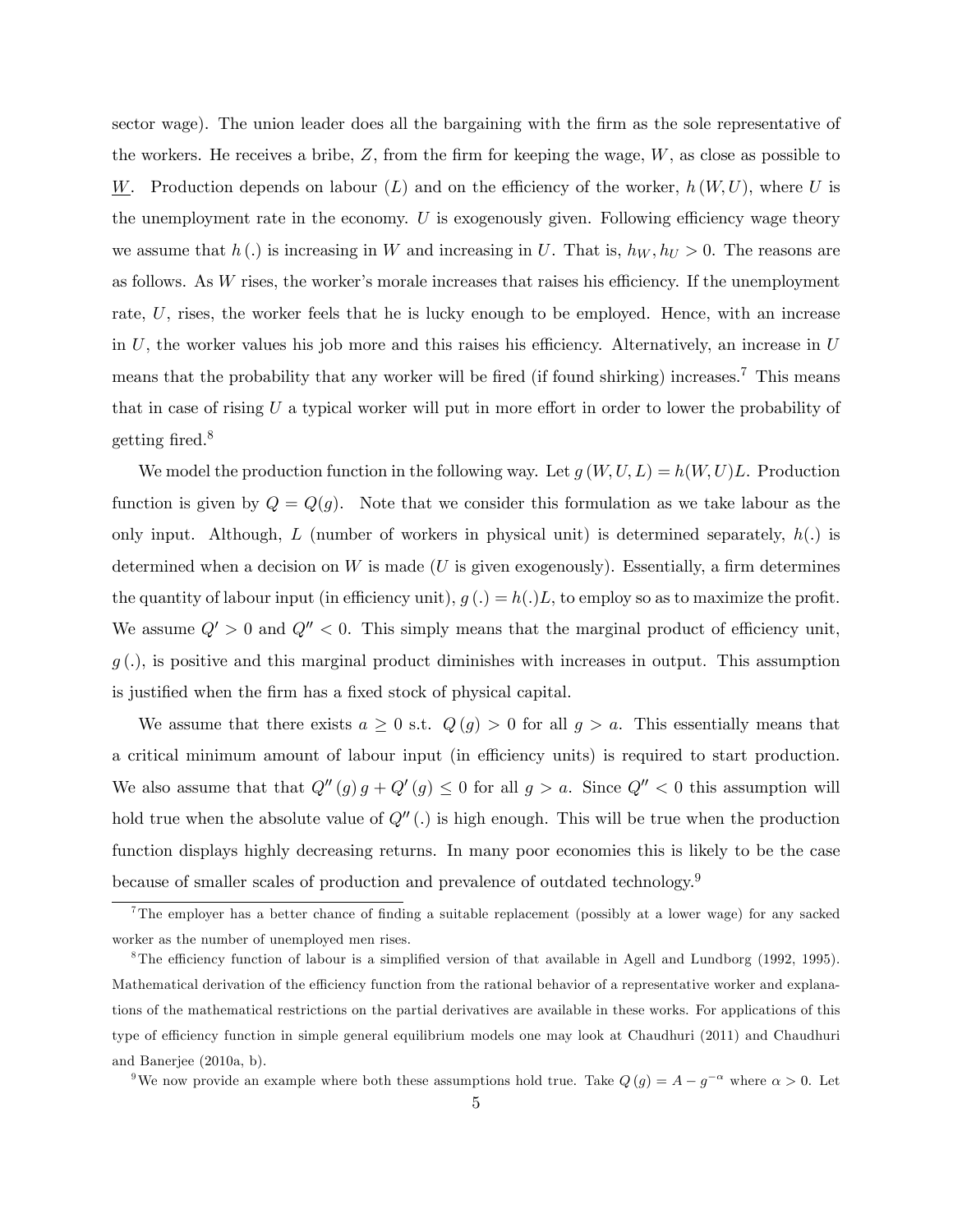sector wage). The union leader does all the bargaining with the firm as the sole representative of the workers. He receives a bribe, $Z$, from the firm for keeping the wage, $W$, as close as possible to $\underline{W}$. Production depends on labour ($L$) and on the efficiency of the worker, $h(W, U)$, where $U$ is the unemployment rate in the economy. $U$ is exogenously given. Following efficiency wage theory we assume that $h(.)$ is increasing in $W$ and increasing in $U$. That is, $h_W, h_U > 0$. The reasons are as follows. As $W$ rises, the worker's morale increases that raises his efficiency. If the unemployment rate, $U$, rises, the worker feels that he is lucky enough to be employed. Hence, with an increase in $U$, the worker values his job more and this raises his efficiency. Alternatively, an increase in $U$ means that the probability that any worker will be fired (if found shirking) increases.[7] This means that in case of rising $U$ a typical worker will put in more effort in order to lower the probability of getting fired.[8]

We model the production function in the following way. Let $g(W, U, L) = h(W, U)L$. Production function is given by $Q = Q(g)$. Note that we consider this formulation as we take labour as the only input. Although, $L$ (number of workers in physical unit) is determined separately, $h(.)$ is determined when a decision on $W$ is made ($U$ is given exogenously). Essentially, a firm determines the quantity of labour input (in efficiency unit), $g(.) = h(.)L$, to employ so as to maximize the profit. We assume $Q' > 0$ and $Q'' < 0$. This simply means that the marginal product of efficiency unit, $g(.)$, is positive and this marginal product diminishes with increases in output. This assumption is justified when the firm has a fixed stock of physical capital.

We assume that there exists $a \geq 0$ s.t. $Q(g) > 0$ for all $g > a$. This essentially means that a critical minimum amount of labour input (in efficiency units) is required to start production. We also assume that that $Q''(g)\,g + Q'(g) \leq 0$ for all $g > a$. Since $Q'' < 0$ this assumption will hold true when the absolute value of $Q''(.)$ is high enough. This will be true when the production function displays highly decreasing returns. In many poor economies this is likely to be the case because of smaller scales of production and prevalence of outdated technology.[9]

---

[7] The employer has a better chance of finding a suitable replacement (possibly at a lower wage) for any sacked worker as the number of unemployed men rises.

[8] The efficiency function of labour is a simplified version of that available in Agell and Lundborg (1992, 1995). Mathematical derivation of the efficiency function from the rational behavior of a representative worker and explanations of the mathematical restrictions on the partial derivatives are available in these works. For applications of this type of efficiency function in simple general equilibrium models one may look at Chaudhuri (2011) and Chaudhuri and Banerjee (2010a, b).

[9] We now provide an example where both these assumptions hold true. Take $Q(g) = A - g^{-\alpha}$ where $\alpha > 0$. Let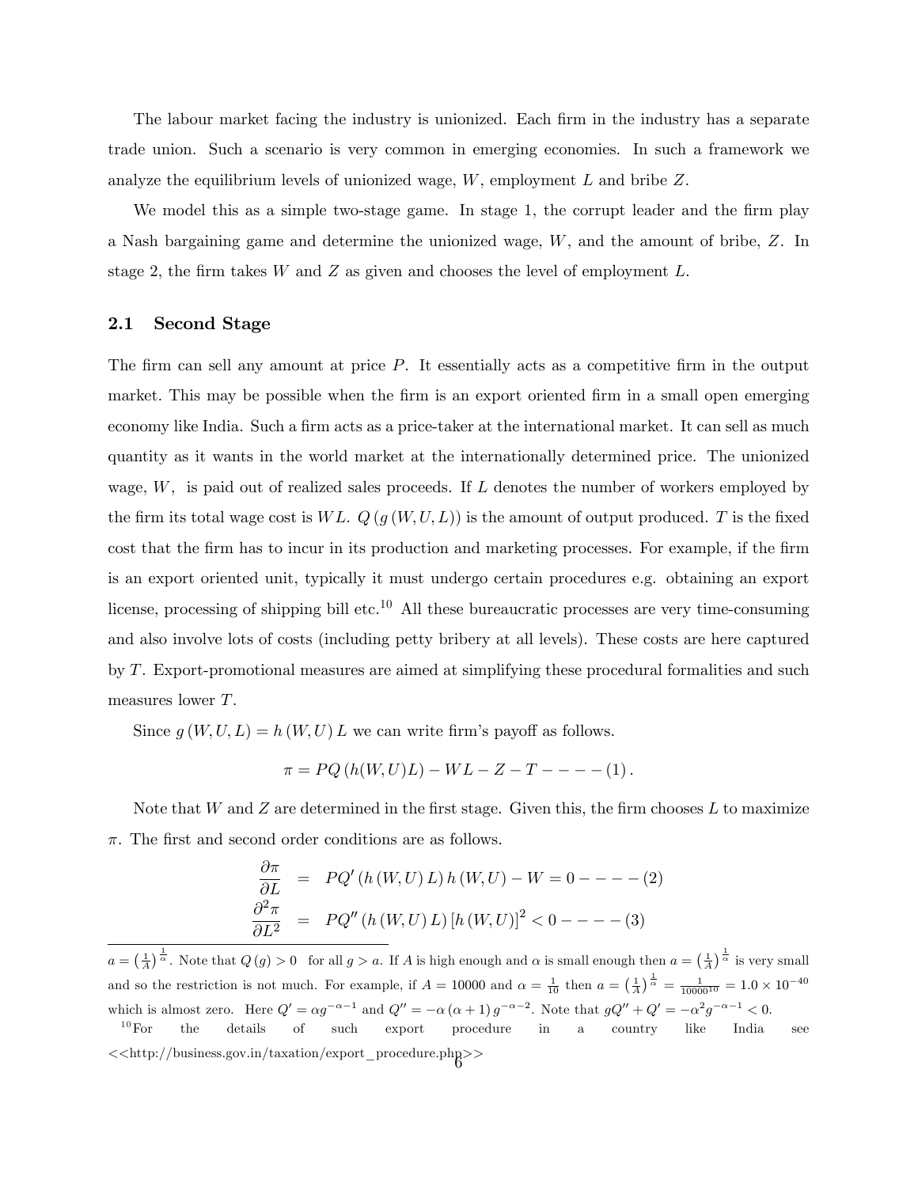The labour market facing the industry is unionized. Each firm in the industry has a separate trade union. Such a scenario is very common in emerging economies. In such a framework we analyze the equilibrium levels of unionized wage, $W$, employment $L$ and bribe $Z$.

We model this as a simple two-stage game. In stage 1, the corrupt leader and the firm play a Nash bargaining game and determine the unionized wage, $W$, and the amount of bribe, $Z$. In stage 2, the firm takes $W$ and $Z$ as given and chooses the level of employment $L$.

### 2.1 Second Stage

The firm can sell any amount at price $P$. It essentially acts as a competitive firm in the output market. This may be possible when the firm is an export oriented firm in a small open emerging economy like India. Such a firm acts as a price-taker at the international market. It can sell as much quantity as it wants in the world market at the internationally determined price. The unionized wage, $W$, is paid out of realized sales proceeds. If $L$ denotes the number of workers employed by the firm its total wage cost is $WL$. $Q(g(W,U,L))$ is the amount of output produced. $T$ is the fixed cost that the firm has to incur in its production and marketing processes. For example, if the firm is an export oriented unit, typically it must undergo certain procedures e.g. obtaining an export license, processing of shipping bill etc.[10] All these bureaucratic processes are very time-consuming and also involve lots of costs (including petty bribery at all levels). These costs are here captured by $T$. Export-promotional measures are aimed at simplifying these procedural formalities and such measures lower $T$.

Since $g(W,U,L) = h(W,U)L$ we can write firm's payoff as follows.

$$\pi = PQ(h(W,U)L) - WL - Z - T - - - - (1).$$

Note that $W$ and $Z$ are determined in the first stage. Given this, the firm chooses $L$ to maximize $\pi$. The first and second order conditions are as follows.

$$\frac{\partial \pi}{\partial L} = PQ'(h(W,U)L)h(W,U) - W = 0 - - - - (2)$$

$$\frac{\partial^2 \pi}{\partial L^2} = PQ''(h(W,U)L)[h(W,U)]^2 < 0 - - - - (3)$$

---

$a = \left(\frac{1}{A}\right)^{\frac{1}{\alpha}}$. Note that $Q(g) > 0$ for all $g > a$. If $A$ is high enough and $\alpha$ is small enough then $a = \left(\frac{1}{A}\right)^{\frac{1}{\alpha}}$ is very small and so the restriction is not much. For example, if $A = 10000$ and $\alpha = \frac{1}{10}$ then $a = \left(\frac{1}{A}\right)^{\frac{1}{\alpha}} = \frac{1}{10000^{10}} = 1.0 \times 10^{-40}$ which is almost zero. Here $Q' = \alpha g^{-\alpha-1}$ and $Q'' = -\alpha(\alpha+1)g^{-\alpha-2}$. Note that $gQ'' + Q' = -\alpha^2 g^{-\alpha-1} < 0$.

[10] For the details of such export procedure in a country like India see <<http://business.gov.in/taxation/export_procedure.php>>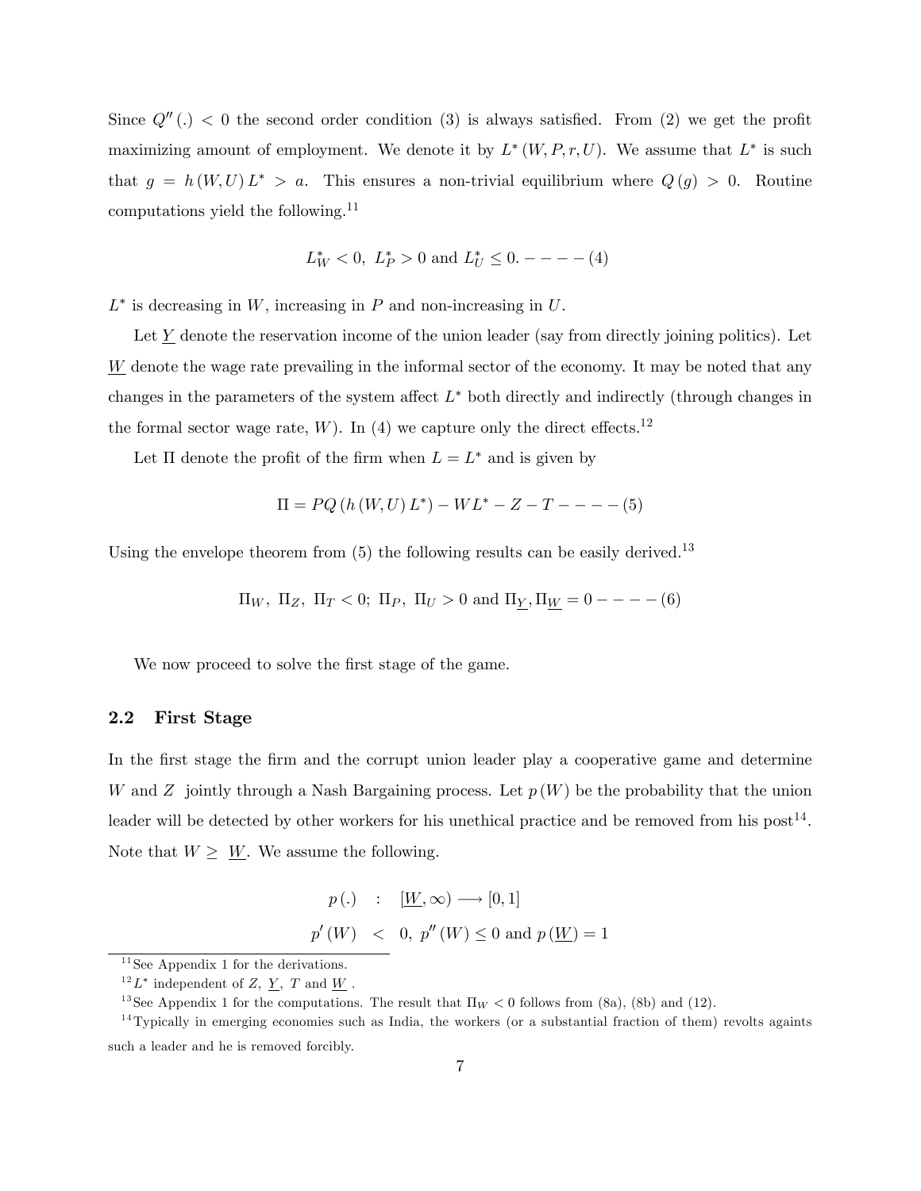Since $Q''(.) < 0$ the second order condition (3) is always satisfied. From (2) we get the profit maximizing amount of employment. We denote it by $L^*(W, P, r, U)$. We assume that $L^*$ is such that $g = h(W, U) L^* > a$. This ensures a non-trivial equilibrium where $Q(g) > 0$. Routine computations yield the following.[11]

$$L^*_W < 0,\ L^*_P > 0 \text{ and } L^*_U \leq 0. - - - - (4)$$

$L^*$ is decreasing in $W$, increasing in $P$ and non-increasing in $U$.

Let $\underline{Y}$ denote the reservation income of the union leader (say from directly joining politics). Let $\underline{W}$ denote the wage rate prevailing in the informal sector of the economy. It may be noted that any changes in the parameters of the system affect $L^*$ both directly and indirectly (through changes in the formal sector wage rate, $W$). In (4) we capture only the direct effects.[12]

Let $\Pi$ denote the profit of the firm when $L = L^*$ and is given by

$$\Pi = PQ(h(W, U) L^*) - WL^* - Z - T - - - - (5)$$

Using the envelope theorem from (5) the following results can be easily derived.[13]

$$\Pi_W,\ \Pi_Z,\ \Pi_T < 0;\ \Pi_P,\ \Pi_U > 0 \text{ and } \Pi_{\underline{Y}}, \Pi_{\underline{W}} = 0 - - - - (6)$$

We now proceed to solve the first stage of the game.

## 2.2 First Stage

In the first stage the firm and the corrupt union leader play a cooperative game and determine $W$ and $Z$ jointly through a Nash Bargaining process. Let $p(W)$ be the probability that the union leader will be detected by other workers for his unethical practice and be removed from his post[14]. Note that $W \geq \underline{W}$. We assume the following.

$$p(.) \quad : \quad [\underline{W}, \infty) \longrightarrow [0, 1]$$
$$p'(W) \quad < \quad 0,\ p''(W) \leq 0 \text{ and } p(\underline{W}) = 1$$

---

[11] See Appendix 1 for the derivations.

[12] $L^*$ independent of $Z$, $\underline{Y}$, $T$ and $\underline{W}$.

[13] See Appendix 1 for the computations. The result that $\Pi_W < 0$ follows from (8a), (8b) and (12).

[14] Typically in emerging economies such as India, the workers (or a substantial fraction of them) revolts againts such a leader and he is removed forcibly.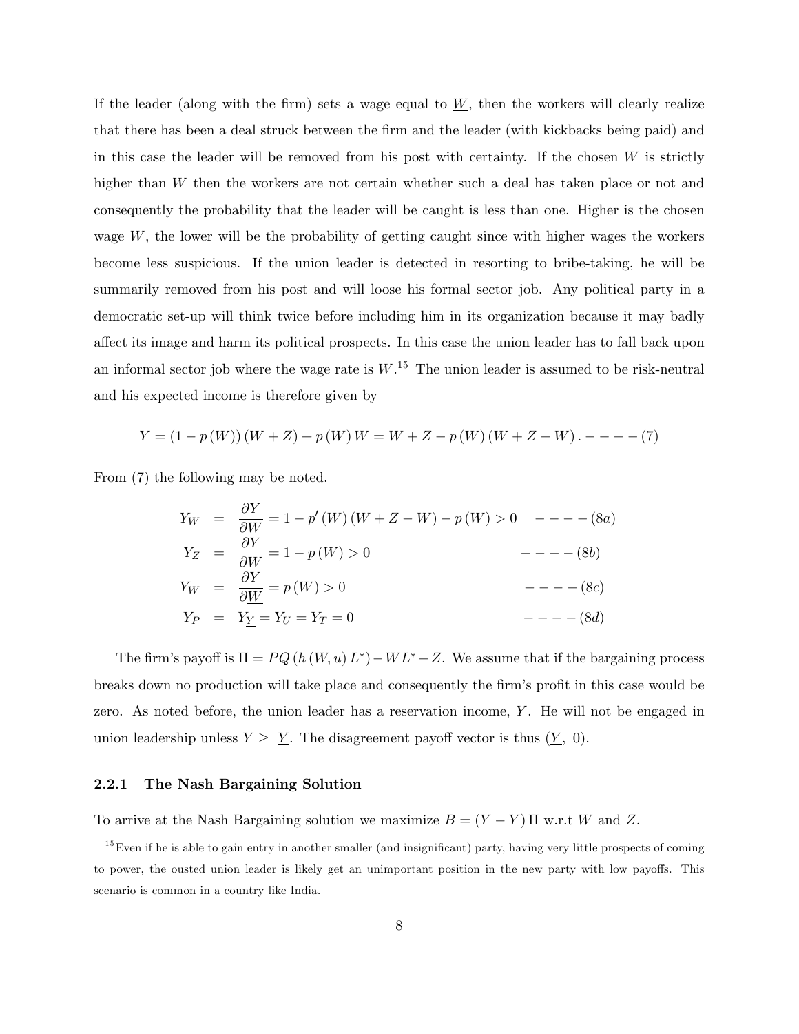If the leader (along with the firm) sets a wage equal to $\underline{W}$, then the workers will clearly realize that there has been a deal struck between the firm and the leader (with kickbacks being paid) and in this case the leader will be removed from his post with certainty. If the chosen $W$ is strictly higher than $\underline{W}$ then the workers are not certain whether such a deal has taken place or not and consequently the probability that the leader will be caught is less than one. Higher is the chosen wage $W$, the lower will be the probability of getting caught since with higher wages the workers become less suspicious. If the union leader is detected in resorting to bribe-taking, he will be summarily removed from his post and will loose his formal sector job. Any political party in a democratic set-up will think twice before including him in its organization because it may badly affect its image and harm its political prospects. In this case the union leader has to fall back upon an informal sector job where the wage rate is $\underline{W}$.[15] The union leader is assumed to be risk-neutral and his expected income is therefore given by

$$Y = (1 - p(W))(W + Z) + p(W)\underline{W} = W + Z - p(W)(W + Z - \underline{W}). - - - - (7)$$

From (7) the following may be noted.

$$\begin{aligned}
Y_W &= \frac{\partial Y}{\partial W} = 1 - p'(W)(W + Z - \underline{W}) - p(W) > 0 \quad & - - - - (8a) \\
Y_Z &= \frac{\partial Y}{\partial W} = 1 - p(W) > 0 \quad & - - - - (8b) \\
Y_{\underline{W}} &= \frac{\partial Y}{\partial \underline{W}} = p(W) > 0 \quad & - - - - (8c) \\
Y_P &= Y_{\underline{Y}} = Y_U = Y_T = 0 \quad & - - - - (8d)
\end{aligned}$$

The firm's payoff is $\Pi = PQ(h(W, u) L^*) - WL^* - Z$. We assume that if the bargaining process breaks down no production will take place and consequently the firm's profit in this case would be zero. As noted before, the union leader has a reservation income, $\underline{Y}$. He will not be engaged in union leadership unless $Y \geq \underline{Y}$. The disagreement payoff vector is thus $(\underline{Y},\ 0)$.

### 2.2.1 The Nash Bargaining Solution

To arrive at the Nash Bargaining solution we maximize $B = (Y - \underline{Y})\Pi$ w.r.t $W$ and $Z$.

[15] Even if he is able to gain entry in another smaller (and insignificant) party, having very little prospects of coming to power, the ousted union leader is likely get an unimportant position in the new party with low payoffs. This scenario is common in a country like India.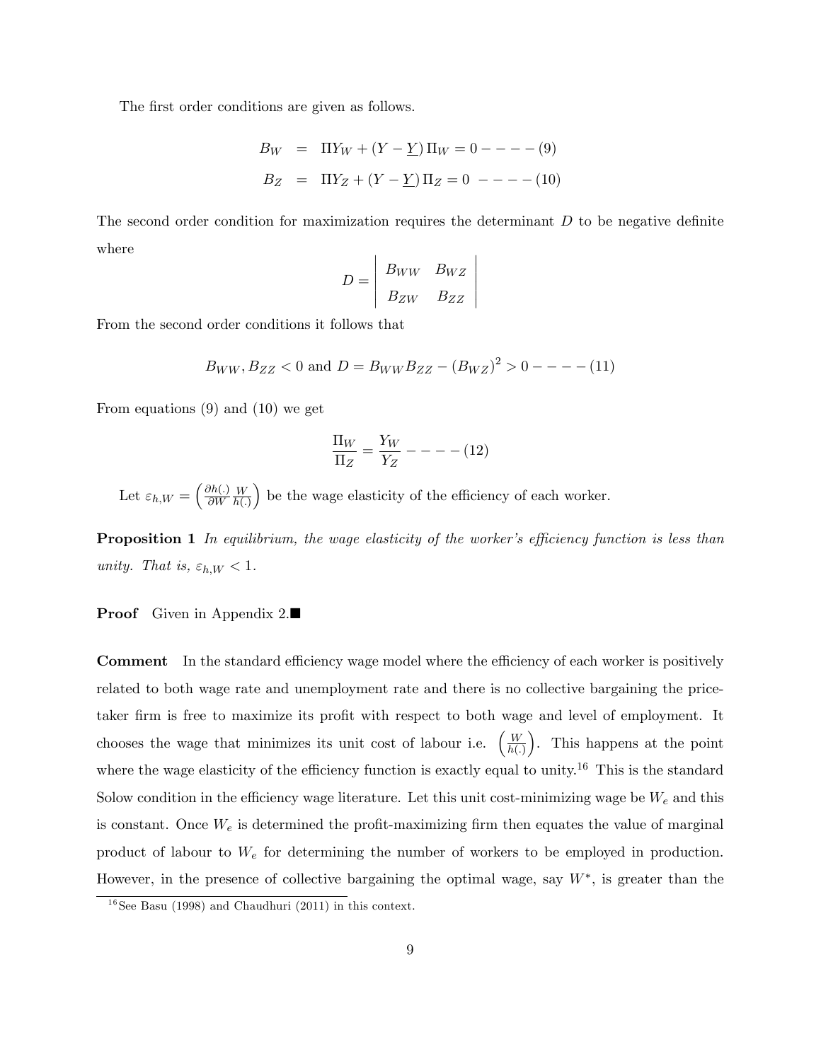The first order conditions are given as follows.

$$
\begin{aligned}
B_W &= \Pi Y_W + (Y - \underline{Y})\, \Pi_W = 0 - - - - (9) \\
B_Z &= \Pi Y_Z + (Y - \underline{Y})\, \Pi_Z = 0 \ - - - - (10)
\end{aligned}
$$

The second order condition for maximization requires the determinant $D$ to be negative definite where

$$
D = \begin{vmatrix} B_{WW} & B_{WZ} \\ B_{ZW} & B_{ZZ} \end{vmatrix}
$$

From the second order conditions it follows that

$$
B_{WW}, B_{ZZ} < 0 \text{ and } D = B_{WW} B_{ZZ} - (B_{WZ})^2 > 0 - - - - (11)
$$

From equations (9) and (10) we get

$$
\frac{\Pi_W}{\Pi_Z} = \frac{Y_W}{Y_Z} - - - - (12)
$$

Let $\varepsilon_{h,W} = \left( \frac{\partial h(.)}{\partial W} \frac{W}{h(.)} \right)$ be the wage elasticity of the efficiency of each worker.

**Proposition 1** *In equilibrium, the wage elasticity of the worker's efficiency function is less than unity. That is,* $\varepsilon_{h,W} < 1$.

**Proof** Given in Appendix 2.■

**Comment** In the standard efficiency wage model where the efficiency of each worker is positively related to both wage rate and unemployment rate and there is no collective bargaining the price-taker firm is free to maximize its profit with respect to both wage and level of employment. It chooses the wage that minimizes its unit cost of labour i.e. $\left( \frac{W}{h(.)} \right)$. This happens at the point where the wage elasticity of the efficiency function is exactly equal to unity.[16] This is the standard Solow condition in the efficiency wage literature. Let this unit cost-minimizing wage be $W_e$ and this is constant. Once $W_e$ is determined the profit-maximizing firm then equates the value of marginal product of labour to $W_e$ for determining the number of workers to be employed in production. However, in the presence of collective bargaining the optimal wage, say $W^*$, is greater than the

[16] See Basu (1998) and Chaudhuri (2011) in this context.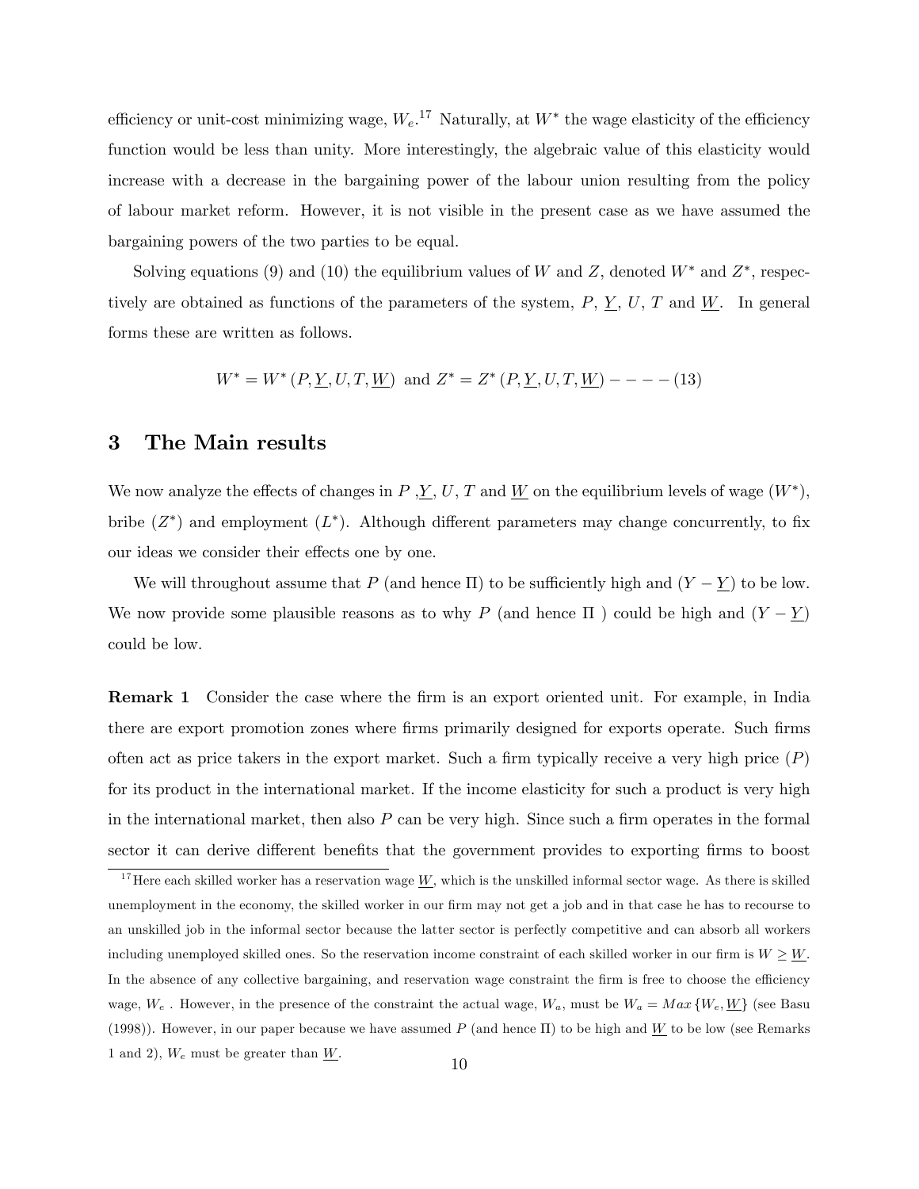efficiency or unit-cost minimizing wage, $W_e$.[17] Naturally, at $W^*$ the wage elasticity of the efficiency function would be less than unity. More interestingly, the algebraic value of this elasticity would increase with a decrease in the bargaining power of the labour union resulting from the policy of labour market reform. However, it is not visible in the present case as we have assumed the bargaining powers of the two parties to be equal.

Solving equations (9) and (10) the equilibrium values of $W$ and $Z$, denoted $W^*$ and $Z^*$, respectively are obtained as functions of the parameters of the system, $P$, $\underline{Y}$, $U$, $T$ and $\underline{W}$. In general forms these are written as follows.

$$W^* = W^*\left(P, \underline{Y}, U, T, \underline{W}\right) \text{ and } Z^* = Z^*\left(P, \underline{Y}, U, T, \underline{W}\right) ----(13)$$

# 3 The Main results

We now analyze the effects of changes in $P$ ,$\underline{Y}$, $U$, $T$ and $\underline{W}$ on the equilibrium levels of wage ($W^*$), bribe ($Z^*$) and employment ($L^*$). Although different parameters may change concurrently, to fix our ideas we consider their effects one by one.

We will throughout assume that $P$ (and hence $\Pi$) to be sufficiently high and $(Y - \underline{Y})$ to be low. We now provide some plausible reasons as to why $P$ (and hence $\Pi$ ) could be high and $(Y - \underline{Y})$ could be low.

**Remark 1** Consider the case where the firm is an export oriented unit. For example, in India there are export promotion zones where firms primarily designed for exports operate. Such firms often act as price takers in the export market. Such a firm typically receive a very high price ($P$) for its product in the international market. If the income elasticity for such a product is very high in the international market, then also $P$ can be very high. Since such a firm operates in the formal sector it can derive different benefits that the government provides to exporting firms to boost

[17] Here each skilled worker has a reservation wage $\underline{W}$, which is the unskilled informal sector wage. As there is skilled unemployment in the economy, the skilled worker in our firm may not get a job and in that case he has to recourse to an unskilled job in the informal sector because the latter sector is perfectly competitive and can absorb all workers including unemployed skilled ones. So the reservation income constraint of each skilled worker in our firm is $W \geq \underline{W}$. In the absence of any collective bargaining, and reservation wage constraint the firm is free to choose the efficiency wage, $W_e$ . However, in the presence of the constraint the actual wage, $W_a$, must be $W_a = Max\left\{W_e, \underline{W}\right\}$ (see Basu (1998)). However, in our paper because we have assumed $P$ (and hence $\Pi$) to be high and $\underline{W}$ to be low (see Remarks 1 and 2), $W_e$ must be greater than $\underline{W}$.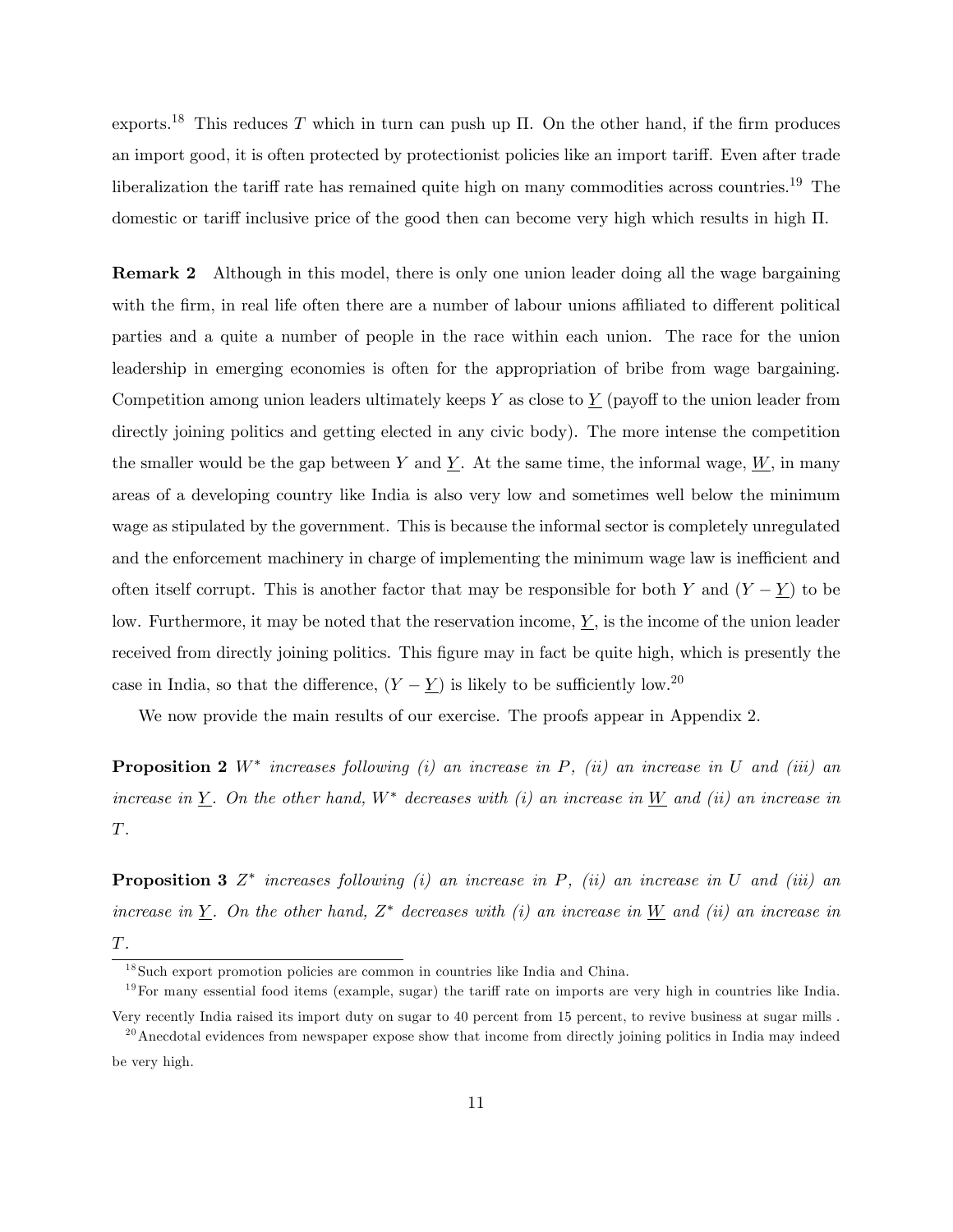exports.[18] This reduces $T$ which in turn can push up $\Pi$. On the other hand, if the firm produces an import good, it is often protected by protectionist policies like an import tariff. Even after trade liberalization the tariff rate has remained quite high on many commodities across countries.[19] The domestic or tariff inclusive price of the good then can become very high which results in high $\Pi$.

**Remark 2** Although in this model, there is only one union leader doing all the wage bargaining with the firm, in real life often there are a number of labour unions affiliated to different political parties and a quite a number of people in the race within each union. The race for the union leadership in emerging economies is often for the appropriation of bribe from wage bargaining. Competition among union leaders ultimately keeps $Y$ as close to $\underline{Y}$ (payoff to the union leader from directly joining politics and getting elected in any civic body). The more intense the competition the smaller would be the gap between $Y$ and $\underline{Y}$. At the same time, the informal wage, $\underline{W}$, in many areas of a developing country like India is also very low and sometimes well below the minimum wage as stipulated by the government. This is because the informal sector is completely unregulated and the enforcement machinery in charge of implementing the minimum wage law is inefficient and often itself corrupt. This is another factor that may be responsible for both $Y$ and $(Y - \underline{Y})$ to be low. Furthermore, it may be noted that the reservation income, $\underline{Y}$, is the income of the union leader received from directly joining politics. This figure may in fact be quite high, which is presently the case in India, so that the difference, $(Y - \underline{Y})$ is likely to be sufficiently low.[20]

We now provide the main results of our exercise. The proofs appear in Appendix 2.

**Proposition 2** *$W^*$ increases following (i) an increase in $P$, (ii) an increase in $U$ and (iii) an increase in $\underline{Y}$. On the other hand, $W^*$ decreases with (i) an increase in $\underline{W}$ and (ii) an increase in $T$.*

**Proposition 3** *$Z^*$ increases following (i) an increase in $P$, (ii) an increase in $U$ and (iii) an increase in $\underline{Y}$. On the other hand, $Z^*$ decreases with (i) an increase in $\underline{W}$ and (ii) an increase in $T$.*

---

[18] Such export promotion policies are common in countries like India and China.

[19] For many essential food items (example, sugar) the tariff rate on imports are very high in countries like India. Very recently India raised its import duty on sugar to 40 percent from 15 percent, to revive business at sugar mills .

[20] Anecdotal evidences from newspaper expose show that income from directly joining politics in India may indeed be very high.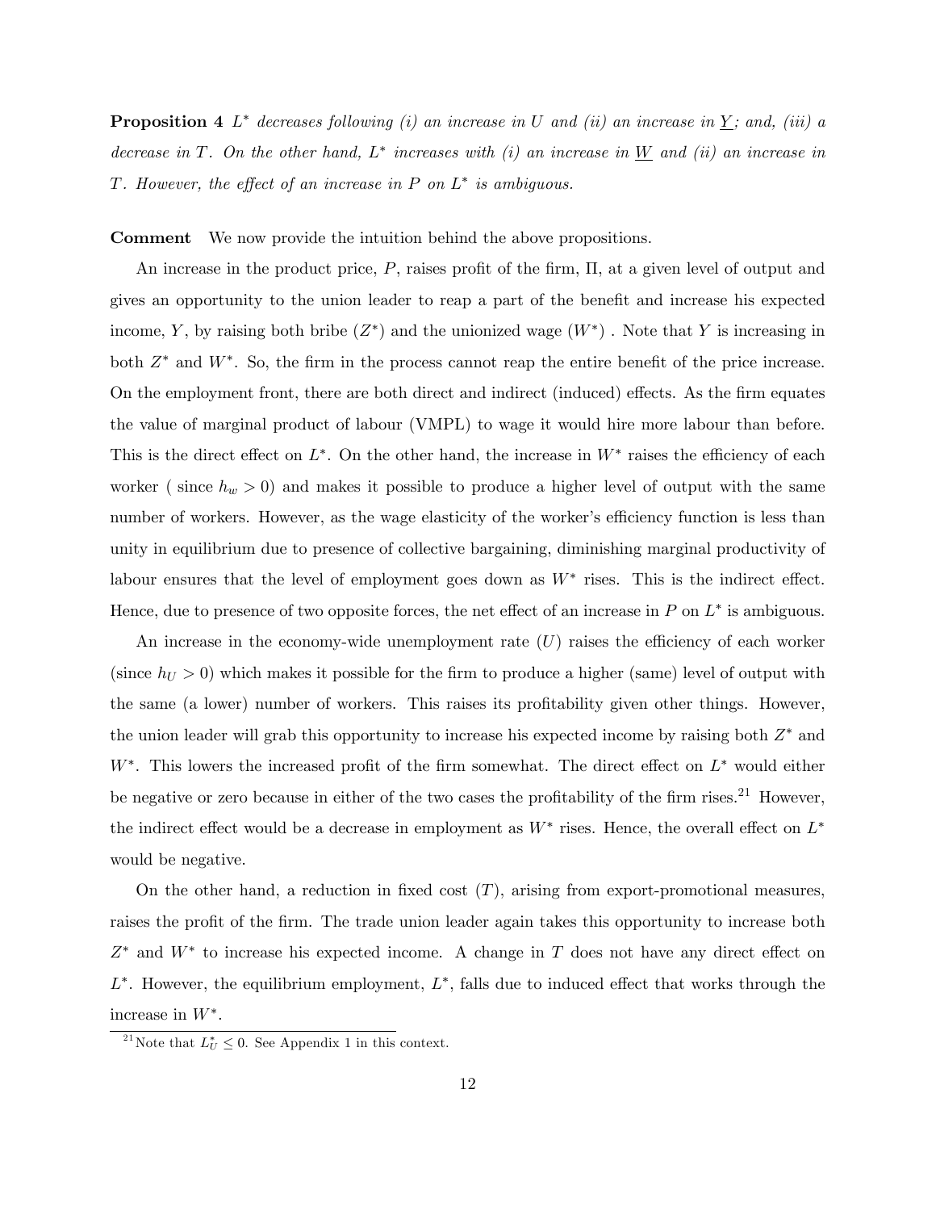**Proposition 4** *$L^*$ decreases following (i) an increase in $U$ and (ii) an increase in $\underline{Y}$; and, (iii) a decrease in $T$. On the other hand, $L^*$ increases with (i) an increase in $\underline{W}$ and (ii) an increase in $T$. However, the effect of an increase in $P$ on $L^*$ is ambiguous.*

**Comment** We now provide the intuition behind the above propositions.

An increase in the product price, $P$, raises profit of the firm, $\Pi$, at a given level of output and gives an opportunity to the union leader to reap a part of the benefit and increase his expected income, $Y$, by raising both bribe ($Z^*$) and the unionized wage ($W^*$) . Note that $Y$ is increasing in both $Z^*$ and $W^*$. So, the firm in the process cannot reap the entire benefit of the price increase. On the employment front, there are both direct and indirect (induced) effects. As the firm equates the value of marginal product of labour (VMPL) to wage it would hire more labour than before. This is the direct effect on $L^*$. On the other hand, the increase in $W^*$ raises the efficiency of each worker ( since $h_w > 0$) and makes it possible to produce a higher level of output with the same number of workers. However, as the wage elasticity of the worker's efficiency function is less than unity in equilibrium due to presence of collective bargaining, diminishing marginal productivity of labour ensures that the level of employment goes down as $W^*$ rises. This is the indirect effect. Hence, due to presence of two opposite forces, the net effect of an increase in $P$ on $L^*$ is ambiguous.

An increase in the economy-wide unemployment rate ($U$) raises the efficiency of each worker (since $h_U > 0$) which makes it possible for the firm to produce a higher (same) level of output with the same (a lower) number of workers. This raises its profitability given other things. However, the union leader will grab this opportunity to increase his expected income by raising both $Z^*$ and $W^*$. This lowers the increased profit of the firm somewhat. The direct effect on $L^*$ would either be negative or zero because in either of the two cases the profitability of the firm rises.[21] However, the indirect effect would be a decrease in employment as $W^*$ rises. Hence, the overall effect on $L^*$ would be negative.

On the other hand, a reduction in fixed cost ($T$), arising from export-promotional measures, raises the profit of the firm. The trade union leader again takes this opportunity to increase both $Z^*$ and $W^*$ to increase his expected income. A change in $T$ does not have any direct effect on $L^*$. However, the equilibrium employment, $L^*$, falls due to induced effect that works through the increase in $W^*$.

[21] Note that $L_U^* \leq 0$. See Appendix 1 in this context.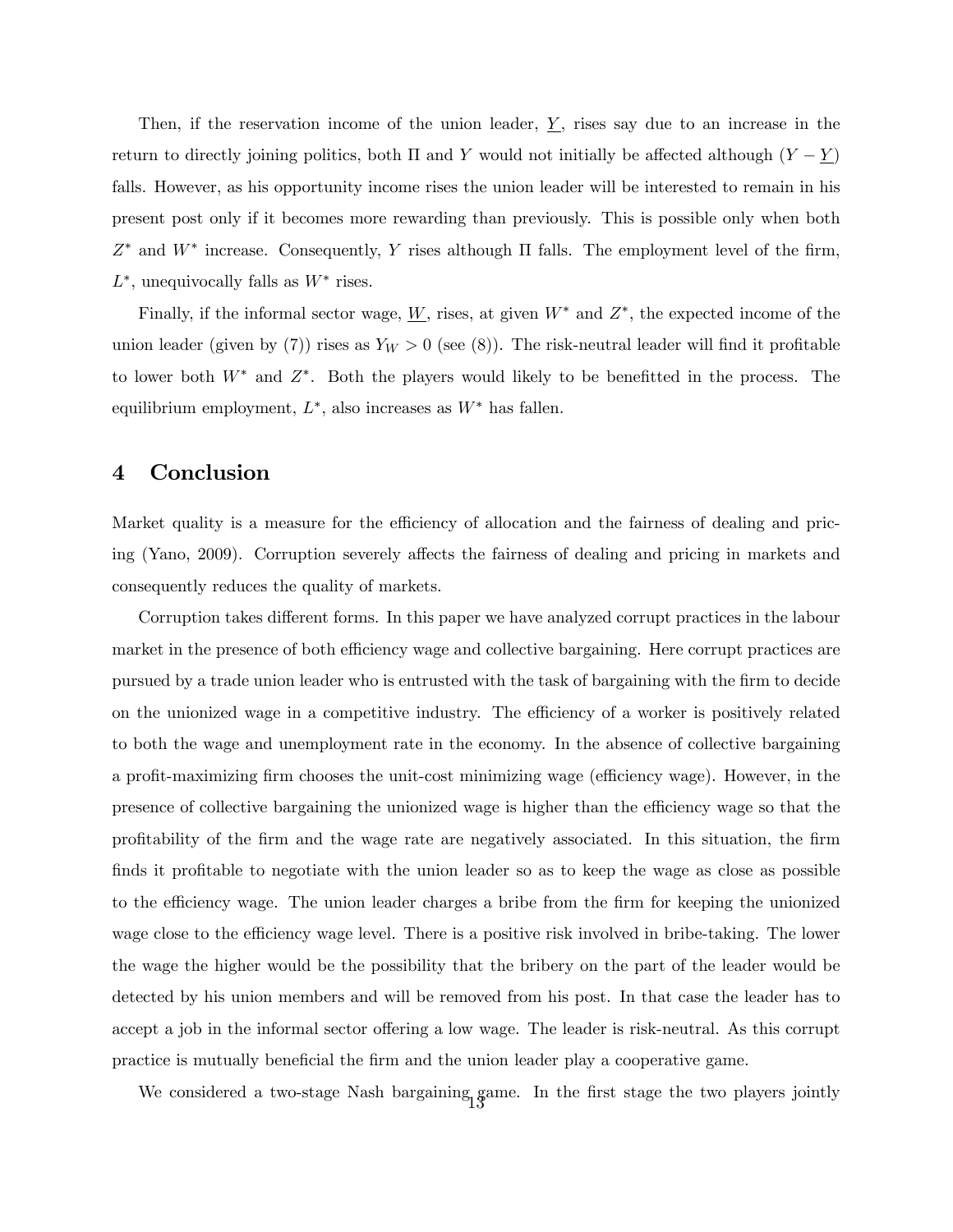Then, if the reservation income of the union leader, $\underline{Y}$, rises say due to an increase in the return to directly joining politics, both $\Pi$ and $Y$ would not initially be affected although $(Y - \underline{Y})$ falls. However, as his opportunity income rises the union leader will be interested to remain in his present post only if it becomes more rewarding than previously. This is possible only when both $Z^*$ and $W^*$ increase. Consequently, $Y$ rises although $\Pi$ falls. The employment level of the firm, $L^*$, unequivocally falls as $W^*$ rises.

Finally, if the informal sector wage, $\underline{W}$, rises, at given $W^*$ and $Z^*$, the expected income of the union leader (given by (7)) rises as $Y_{\underline{W}} > 0$ (see (8)). The risk-neutral leader will find it profitable to lower both $W^*$ and $Z^*$. Both the players would likely to be benefitted in the process. The equilibrium employment, $L^*$, also increases as $W^*$ has fallen.

## 4 Conclusion

Market quality is a measure for the efficiency of allocation and the fairness of dealing and pricing (Yano, 2009). Corruption severely affects the fairness of dealing and pricing in markets and consequently reduces the quality of markets.

Corruption takes different forms. In this paper we have analyzed corrupt practices in the labour market in the presence of both efficiency wage and collective bargaining. Here corrupt practices are pursued by a trade union leader who is entrusted with the task of bargaining with the firm to decide on the unionized wage in a competitive industry. The efficiency of a worker is positively related to both the wage and unemployment rate in the economy. In the absence of collective bargaining a profit-maximizing firm chooses the unit-cost minimizing wage (efficiency wage). However, in the presence of collective bargaining the unionized wage is higher than the efficiency wage so that the profitability of the firm and the wage rate are negatively associated. In this situation, the firm finds it profitable to negotiate with the union leader so as to keep the wage as close as possible to the efficiency wage. The union leader charges a bribe from the firm for keeping the unionized wage close to the efficiency wage level. There is a positive risk involved in bribe-taking. The lower the wage the higher would be the possibility that the bribery on the part of the leader would be detected by his union members and will be removed from his post. In that case the leader has to accept a job in the informal sector offering a low wage. The leader is risk-neutral. As this corrupt practice is mutually beneficial the firm and the union leader play a cooperative game.

We considered a two-stage Nash bargaining game. In the first stage the two players jointly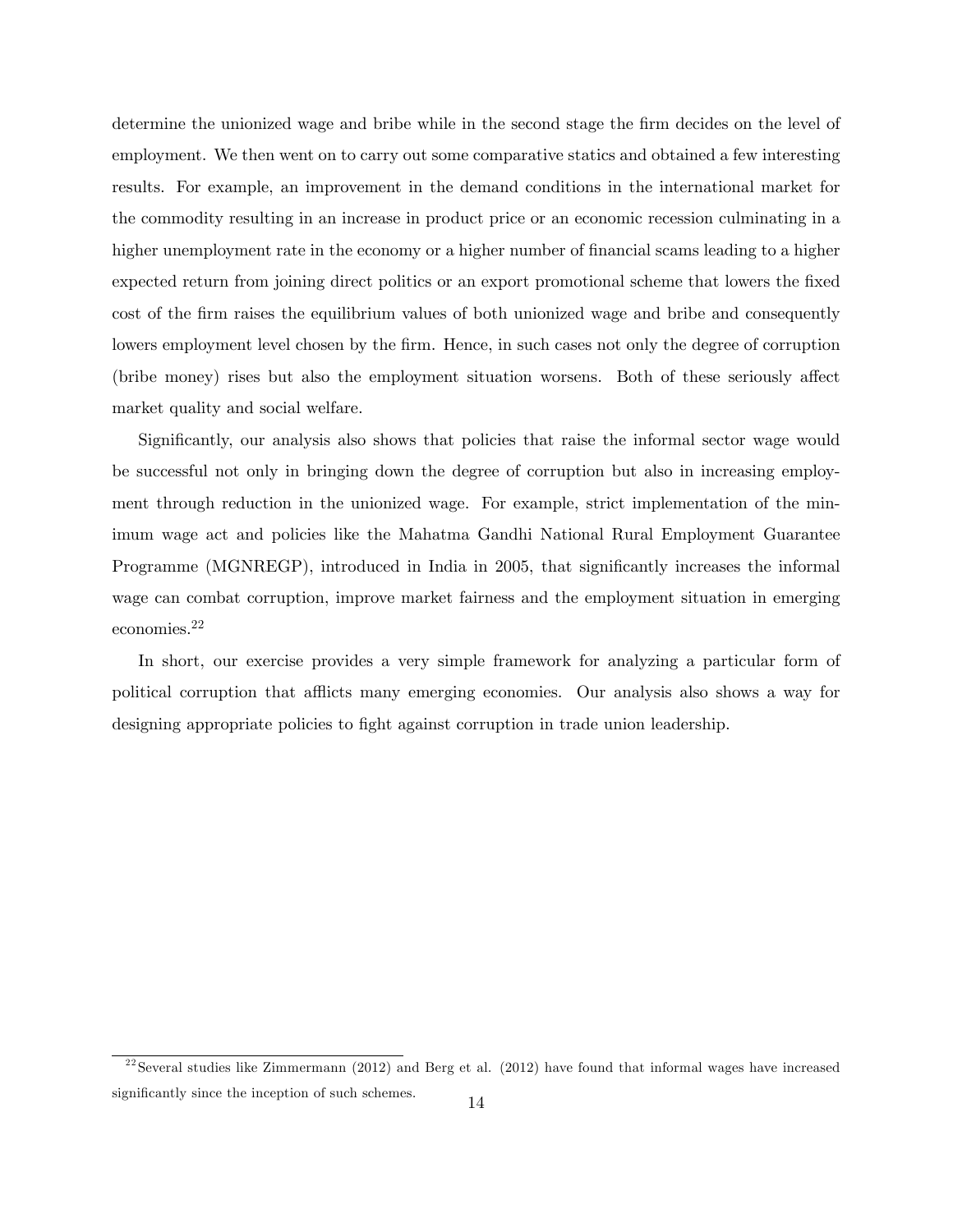determine the unionized wage and bribe while in the second stage the firm decides on the level of employment. We then went on to carry out some comparative statics and obtained a few interesting results. For example, an improvement in the demand conditions in the international market for the commodity resulting in an increase in product price or an economic recession culminating in a higher unemployment rate in the economy or a higher number of financial scams leading to a higher expected return from joining direct politics or an export promotional scheme that lowers the fixed cost of the firm raises the equilibrium values of both unionized wage and bribe and consequently lowers employment level chosen by the firm. Hence, in such cases not only the degree of corruption (bribe money) rises but also the employment situation worsens. Both of these seriously affect market quality and social welfare.

Significantly, our analysis also shows that policies that raise the informal sector wage would be successful not only in bringing down the degree of corruption but also in increasing employment through reduction in the unionized wage. For example, strict implementation of the minimum wage act and policies like the Mahatma Gandhi National Rural Employment Guarantee Programme (MGNREGP), introduced in India in 2005, that significantly increases the informal wage can combat corruption, improve market fairness and the employment situation in emerging economies.[22]

In short, our exercise provides a very simple framework for analyzing a particular form of political corruption that afflicts many emerging economies. Our analysis also shows a way for designing appropriate policies to fight against corruption in trade union leadership.

[22] Several studies like Zimmermann (2012) and Berg et al. (2012) have found that informal wages have increased significantly since the inception of such schemes.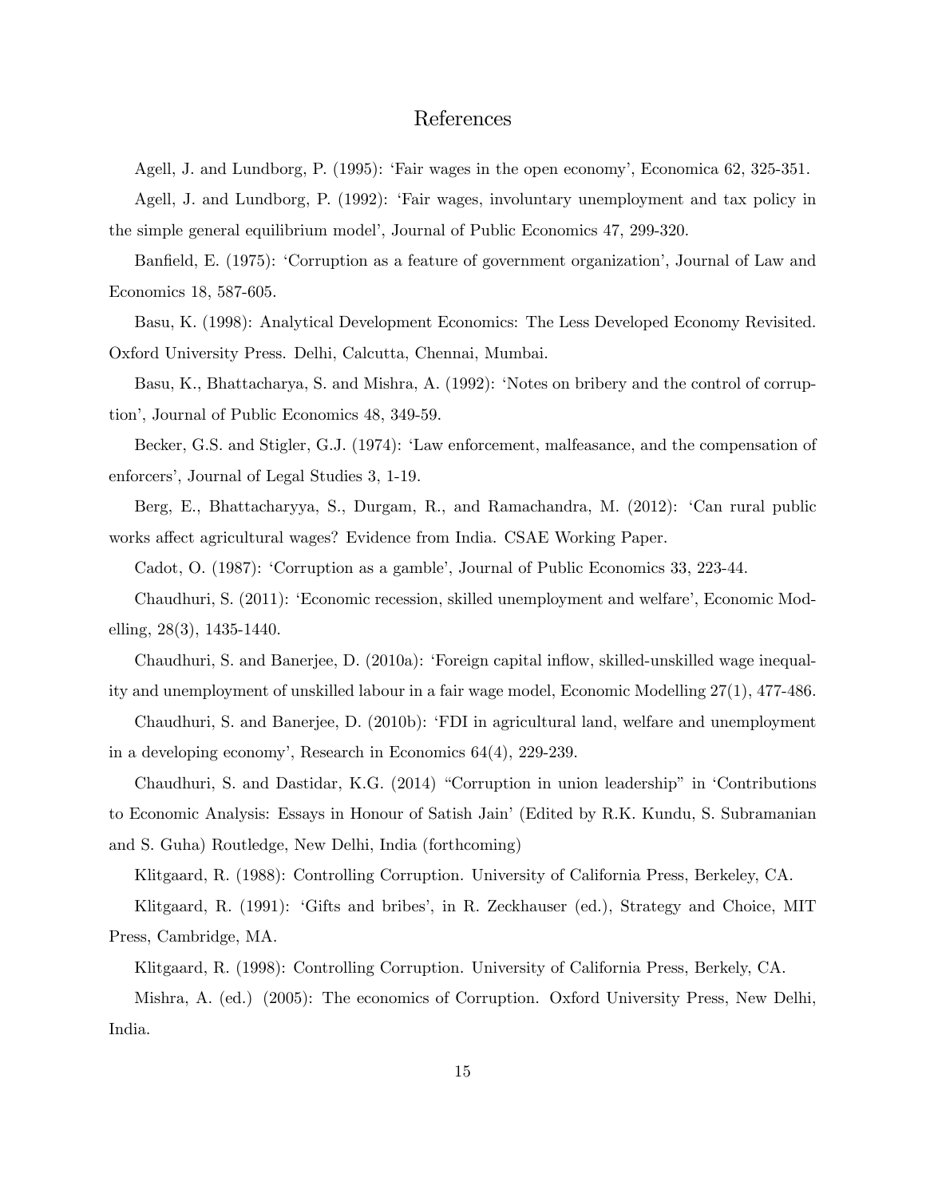# References

Agell, J. and Lundborg, P. (1995): 'Fair wages in the open economy', Economica 62, 325-351.

Agell, J. and Lundborg, P. (1992): 'Fair wages, involuntary unemployment and tax policy in the simple general equilibrium model', Journal of Public Economics 47, 299-320.

Banfield, E. (1975): 'Corruption as a feature of government organization', Journal of Law and Economics 18, 587-605.

Basu, K. (1998): Analytical Development Economics: The Less Developed Economy Revisited. Oxford University Press. Delhi, Calcutta, Chennai, Mumbai.

Basu, K., Bhattacharya, S. and Mishra, A. (1992): 'Notes on bribery and the control of corruption', Journal of Public Economics 48, 349-59.

Becker, G.S. and Stigler, G.J. (1974): 'Law enforcement, malfeasance, and the compensation of enforcers', Journal of Legal Studies 3, 1-19.

Berg, E., Bhattacharyya, S., Durgam, R., and Ramachandra, M. (2012): 'Can rural public works affect agricultural wages? Evidence from India. CSAE Working Paper.

Cadot, O. (1987): 'Corruption as a gamble', Journal of Public Economics 33, 223-44.

Chaudhuri, S. (2011): 'Economic recession, skilled unemployment and welfare', Economic Modelling, 28(3), 1435-1440.

Chaudhuri, S. and Banerjee, D. (2010a): 'Foreign capital inflow, skilled-unskilled wage inequality and unemployment of unskilled labour in a fair wage model, Economic Modelling 27(1), 477-486.

Chaudhuri, S. and Banerjee, D. (2010b): 'FDI in agricultural land, welfare and unemployment in a developing economy', Research in Economics 64(4), 229-239.

Chaudhuri, S. and Dastidar, K.G. (2014) "Corruption in union leadership" in 'Contributions to Economic Analysis: Essays in Honour of Satish Jain' (Edited by R.K. Kundu, S. Subramanian and S. Guha) Routledge, New Delhi, India (forthcoming)

Klitgaard, R. (1988): Controlling Corruption. University of California Press, Berkeley, CA.

Klitgaard, R. (1991): 'Gifts and bribes', in R. Zeckhauser (ed.), Strategy and Choice, MIT Press, Cambridge, MA.

Klitgaard, R. (1998): Controlling Corruption. University of California Press, Berkely, CA.

Mishra, A. (ed.) (2005): The economics of Corruption. Oxford University Press, New Delhi, India.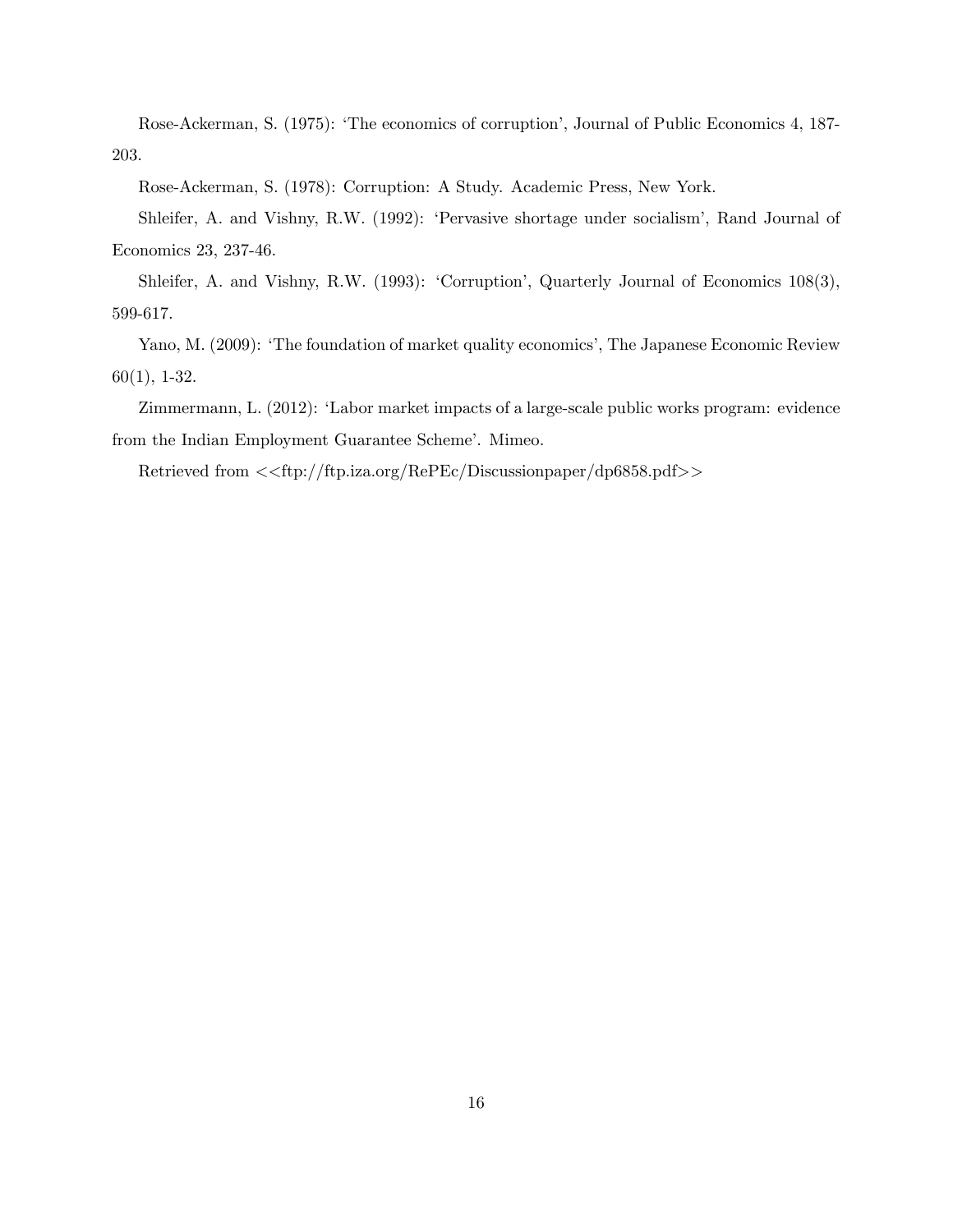Rose-Ackerman, S. (1975): 'The economics of corruption', Journal of Public Economics 4, 187-203.

Rose-Ackerman, S. (1978): Corruption: A Study. Academic Press, New York.

Shleifer, A. and Vishny, R.W. (1992): 'Pervasive shortage under socialism', Rand Journal of Economics 23, 237-46.

Shleifer, A. and Vishny, R.W. (1993): 'Corruption', Quarterly Journal of Economics 108(3), 599-617.

Yano, M. (2009): 'The foundation of market quality economics', The Japanese Economic Review 60(1), 1-32.

Zimmermann, L. (2012): 'Labor market impacts of a large-scale public works program: evidence from the Indian Employment Guarantee Scheme'. Mimeo.

Retrieved from <<ftp://ftp.iza.org/RePEc/Discussionpaper/dp6858.pdf>>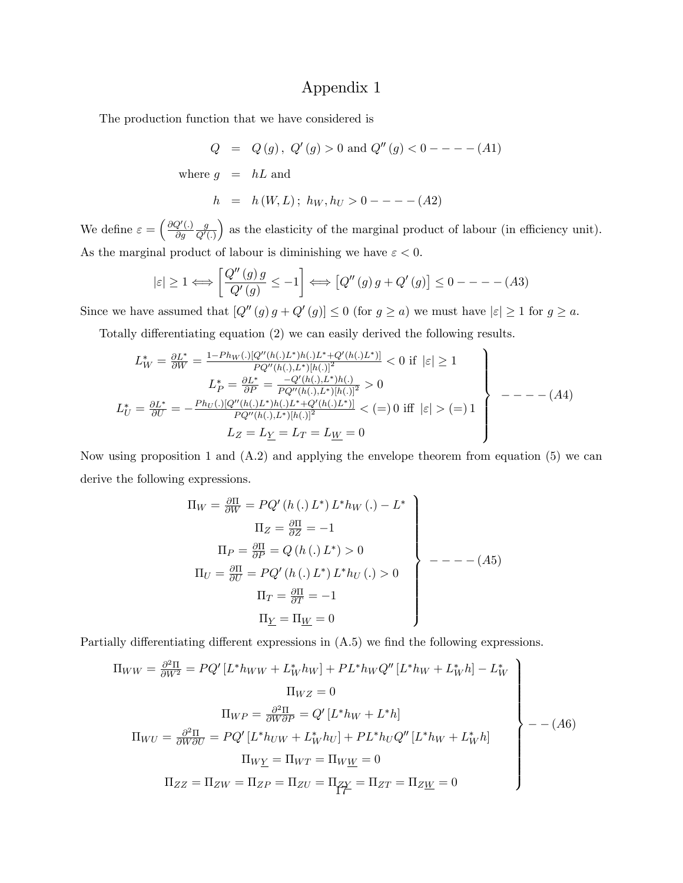# Appendix 1

The production function that we have considered is

$$Q = Q(g), \; Q'(g) > 0 \text{ and } Q''(g) < 0 - - - - (A1)$$

$$\text{where } g = hL \text{ and}$$

$$h = h(W, L); \; h_W, h_U > 0 - - - - (A2)$$

We define $\varepsilon = \left( \frac{\partial Q'(.)}{\partial g} \frac{g}{Q'(.)} \right)$ as the elasticity of the marginal product of labour (in efficiency unit). As the marginal product of labour is diminishing we have $\varepsilon < 0$.

$$|\varepsilon| \geq 1 \iff \left[ \frac{Q''(g)\, g}{Q'(g)} \leq -1 \right] \iff \left[ Q''(g)\, g + Q'(g) \right] \leq 0 - - - - (A3)$$

Since we have assumed that $[Q''(g)\, g + Q'(g)] \leq 0$ (for $g \geq a$) we must have $|\varepsilon| \geq 1$ for $g \geq a$.

Totally differentiating equation (2) we can easily derived the following results.

$$\left.\begin{array}{c}
L_W^* = \frac{\partial L^*}{\partial W} = \frac{1 - Ph_W(.)[Q''(h(.)L^*)h(.)L^* + Q'(h(.)L^*)]}{PQ''(h(.),L^*)[h(.)]^2} < 0 \text{ if } |\varepsilon| \geq 1 \\
L_P^* = \frac{\partial L^*}{\partial P} = \frac{-Q'(h(.),L^*)h(.)}{PQ''(h(.),L^*)[h(.)]^2} > 0 \\
L_U^* = \frac{\partial L^*}{\partial U} = -\frac{Ph_U(.)[Q''(h(.)L^*)h(.)L^* + Q'(h(.)L^*)]}{PQ''(h(.),L^*)[h(.)]^2} < (=)\, 0 \text{ iff } |\varepsilon| > (=)\, 1 \\
L_Z = L_{\underline{Y}} = L_T = L_{\underline{W}} = 0
\end{array}\right\} - - - - (A4)$$

Now using proposition 1 and (A.2) and applying the envelope theorem from equation (5) we can derive the following expressions.

$$\left.\begin{array}{c}
\Pi_W = \frac{\partial \Pi}{\partial W} = PQ'(h(.)L^*)\, L^* h_W(.) - L^* \\
\Pi_Z = \frac{\partial \Pi}{\partial Z} = -1 \\
\Pi_P = \frac{\partial \Pi}{\partial P} = Q(h(.)L^*) > 0 \\
\Pi_U = \frac{\partial \Pi}{\partial U} = PQ'(h(.)L^*)\, L^* h_U(.) > 0 \\
\Pi_T = \frac{\partial \Pi}{\partial T} = -1 \\
\Pi_{\underline{Y}} = \Pi_{\underline{W}} = 0
\end{array}\right\} - - - - (A5)$$

Partially differentiating different expressions in (A.5) we find the following expressions.

$$\left.\begin{array}{c}
\Pi_{WW} = \frac{\partial^2 \Pi}{\partial W^2} = PQ'\left[L^* h_{WW} + L_W^* h_W\right] + PL^* h_W Q''\left[L^* h_W + L_W^* h\right] - L_W^* \\
\Pi_{WZ} = 0 \\
\Pi_{WP} = \frac{\partial^2 \Pi}{\partial W \partial P} = Q'\left[L^* h_W + L^* h\right] \\
\Pi_{WU} = \frac{\partial^2 \Pi}{\partial W \partial U} = PQ'\left[L^* h_{UW} + L_W^* h_U\right] + PL^* h_U Q''\left[L^* h_W + L_W^* h\right] \\
\Pi_{W\underline{Y}} = \Pi_{WT} = \Pi_{W\underline{W}} = 0 \\
\Pi_{ZZ} = \Pi_{ZW} = \Pi_{ZP} = \Pi_{ZU} = \Pi_{Z\underline{Y}} = \Pi_{ZT} = \Pi_{Z\underline{W}} = 0
\end{array}\right\} - - (A6)$$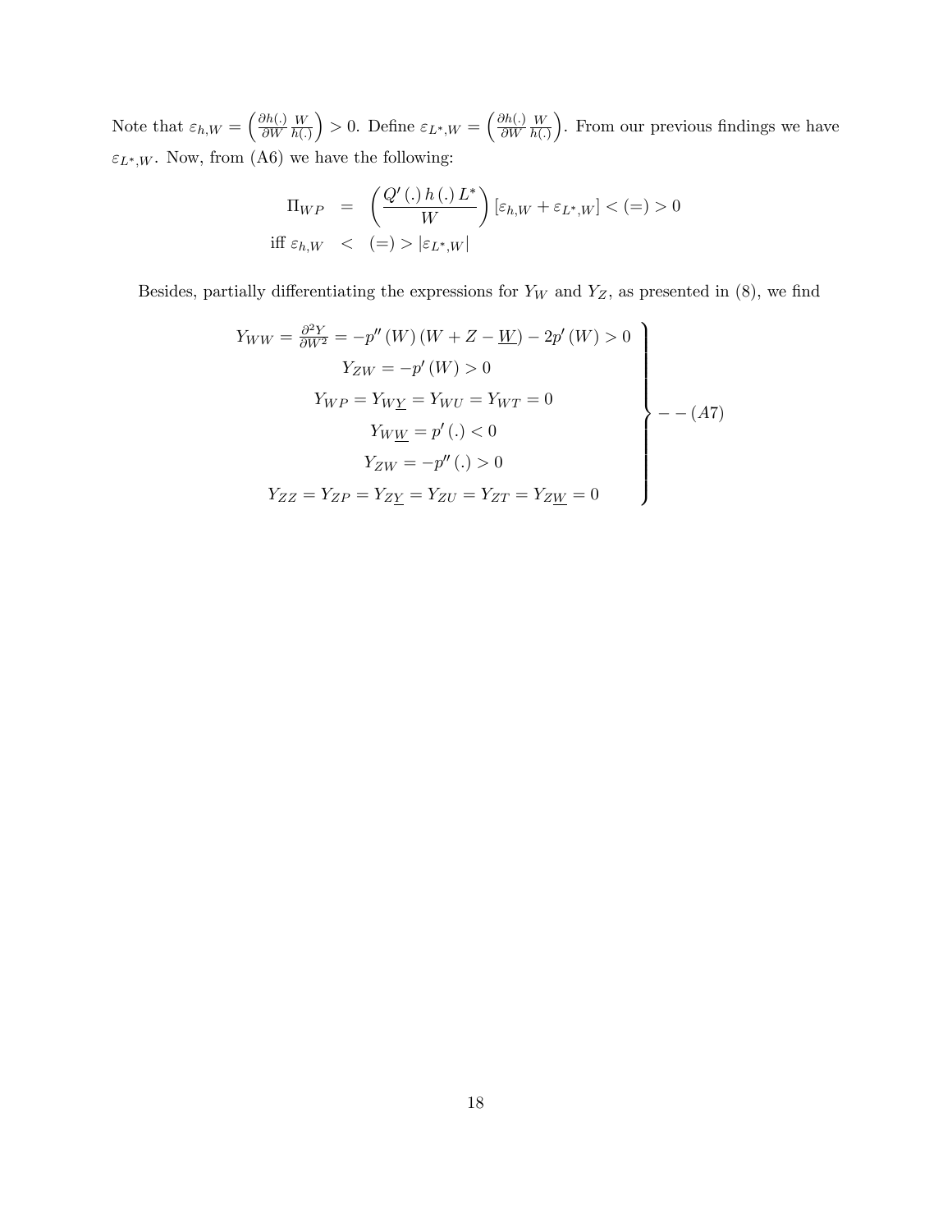Note that $\varepsilon_{h,W} = \left(\frac{\partial h(.)}{\partial W}\frac{W}{h(.)}\right) > 0$. Define $\varepsilon_{L^*,W} = \left(\frac{\partial h(.)}{\partial W}\frac{W}{h(.)}\right)$. From our previous findings we have $\varepsilon_{L^*,W}$. Now, from (A6) we have the following:

$$
\begin{aligned}
\Pi_{WP} &= \left(\frac{Q'(.)\,h(.)\,L^*}{W}\right)\left[\varepsilon_{h,W} + \varepsilon_{L^*,W}\right] < (=) > 0 \\
\text{iff } \varepsilon_{h,W} &< \ (=) > \left|\varepsilon_{L^*,W}\right|
\end{aligned}
$$

Besides, partially differentiating the expressions for $Y_W$ and $Y_Z$, as presented in (8), we find

$$
\left.
\begin{array}{c}
Y_{WW} = \frac{\partial^2 Y}{\partial W^2} = -p''(W)\left(W + Z - \underline{W}\right) - 2p'(W) > 0 \\
Y_{ZW} = -p'(W) > 0 \\
Y_{WP} = Y_{W\underline{Y}} = Y_{WU} = Y_{WT} = 0 \\
Y_{W\underline{W}} = p'(.) < 0 \\
Y_{ZW} = -p''(.) > 0 \\
Y_{ZZ} = Y_{ZP} = Y_{Z\underline{Y}} = Y_{ZU} = Y_{ZT} = Y_{Z\underline{W}} = 0
\end{array}
\right\} -- (A7)
$$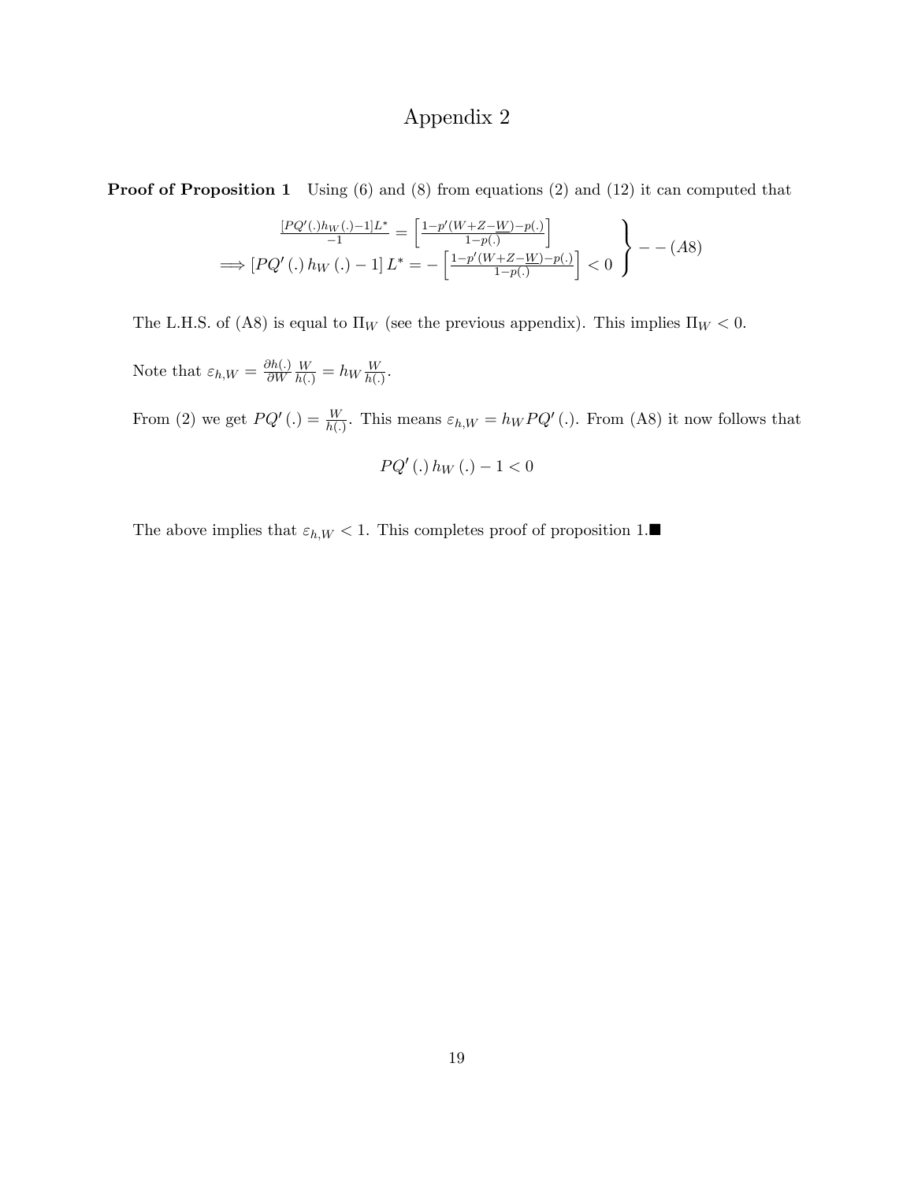# Appendix 2

**Proof of Proposition 1** Using (6) and (8) from equations (2) and (12) it can computed that

$$\left.\begin{array}{c} \frac{[PQ'(.)h_W(.)-1]L^*}{-1} = \left[\frac{1-p'(W+Z-\underline{W})-p(.)}{1-p(.)}\right] \\ \Longrightarrow [PQ'(.)\,h_W(.)-1]\,L^* = -\left[\frac{1-p'(W+Z-\underline{W})-p(.)}{1-p(.)}\right] < 0 \end{array}\right\} --(A8)$$

The L.H.S. of (A8) is equal to $\Pi_W$ (see the previous appendix). This implies $\Pi_W < 0$.

Note that $\varepsilon_{h,W} = \frac{\partial h(.)}{\partial W}\frac{W}{h(.)} = h_W \frac{W}{h(.)}$.

From (2) we get $PQ'(.) = \frac{W}{h(.)}$. This means $\varepsilon_{h,W} = h_W PQ'(.)$. From (A8) it now follows that

$$PQ'(.)\,h_W(.) - 1 < 0$$

The above implies that $\varepsilon_{h,W} < 1$. This completes proof of proposition 1.■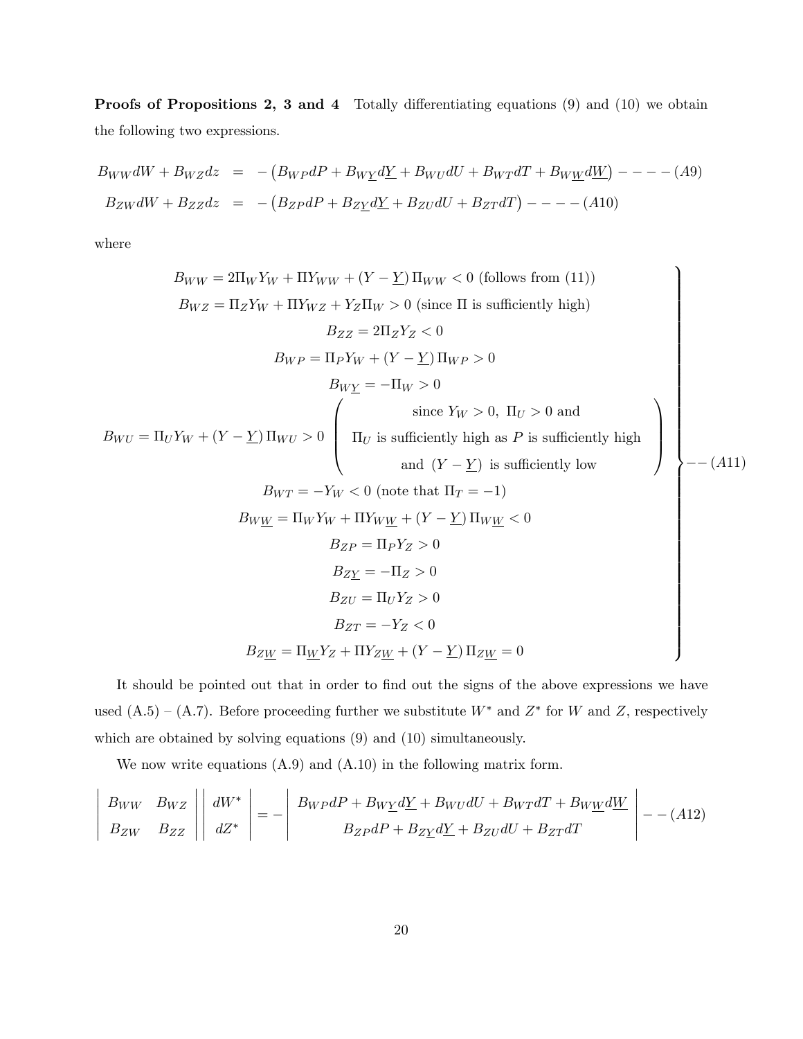**Proofs of Propositions 2, 3 and 4** Totally differentiating equations (9) and (10) we obtain the following two expressions.

$$
\begin{aligned}
B_{WW}dW + B_{WZ}dz &= -\left(B_{WP}dP + B_{W\underline{Y}}d\underline{Y} + B_{WU}dU + B_{WT}dT + B_{W\underline{W}}d\underline{W}\right) - - - - (A9) \\
B_{ZW}dW + B_{ZZ}dz &= -\left(B_{ZP}dP + B_{Z\underline{Y}}d\underline{Y} + B_{ZU}dU + B_{ZT}dT\right) - - - - (A10)
\end{aligned}
$$

where

$$
\left.
\begin{array}{c}
B_{WW} = 2\Pi_W Y_W + \Pi Y_{WW} + \left(Y - \underline{Y}\right)\Pi_{WW} < 0 \text{ (follows from (11))} \\
B_{WZ} = \Pi_Z Y_W + \Pi Y_{WZ} + Y_Z \Pi_W > 0 \text{ (since } \Pi \text{ is sufficiently high)} \\
B_{ZZ} = 2\Pi_Z Y_Z < 0 \\
B_{WP} = \Pi_P Y_W + \left(Y - \underline{Y}\right)\Pi_{WP} > 0 \\
B_{W\underline{Y}} = -\Pi_W > 0 \\
B_{WU} = \Pi_U Y_W + \left(Y - \underline{Y}\right)\Pi_{WU} > 0 \left(\begin{array}{c} \text{since } Y_W > 0,\ \Pi_U > 0 \text{ and} \\ \Pi_U \text{ is sufficiently high as } P \text{ is sufficiently high} \\ \text{and } \left(Y - \underline{Y}\right) \text{ is sufficiently low} \end{array}\right) \\
B_{WT} = -Y_W < 0 \text{ (note that } \Pi_T = -1) \\
B_{W\underline{W}} = \Pi_W Y_W + \Pi Y_{W\underline{W}} + \left(Y - \underline{Y}\right)\Pi_{W\underline{W}} < 0 \\
B_{ZP} = \Pi_P Y_Z > 0 \\
B_{Z\underline{Y}} = -\Pi_Z > 0 \\
B_{ZU} = \Pi_U Y_Z > 0 \\
B_{ZT} = -Y_Z < 0 \\
B_{Z\underline{W}} = \Pi_{\underline{W}} Y_Z + \Pi Y_{Z\underline{W}} + \left(Y - \underline{Y}\right)\Pi_{Z\underline{W}} = 0
\end{array}
\right\} - - (A11)
$$

It should be pointed out that in order to find out the signs of the above expressions we have used (A.5) – (A.7). Before proceeding further we substitute $W^*$ and $Z^*$ for $W$ and $Z$, respectively which are obtained by solving equations (9) and (10) simultaneously.

We now write equations (A.9) and (A.10) in the following matrix form.

$$
\left|\begin{array}{cc} B_{WW} & B_{WZ} \\ B_{ZW} & B_{ZZ} \end{array}\right| \left|\begin{array}{c} dW^* \\ dZ^* \end{array}\right| = - \left|\begin{array}{c} B_{WP}dP + B_{W\underline{Y}}d\underline{Y} + B_{WU}dU + B_{WT}dT + B_{W\underline{W}}d\underline{W} \\ B_{ZP}dP + B_{Z\underline{Y}}d\underline{Y} + B_{ZU}dU + B_{ZT}dT \end{array}\right| - - (A12)
$$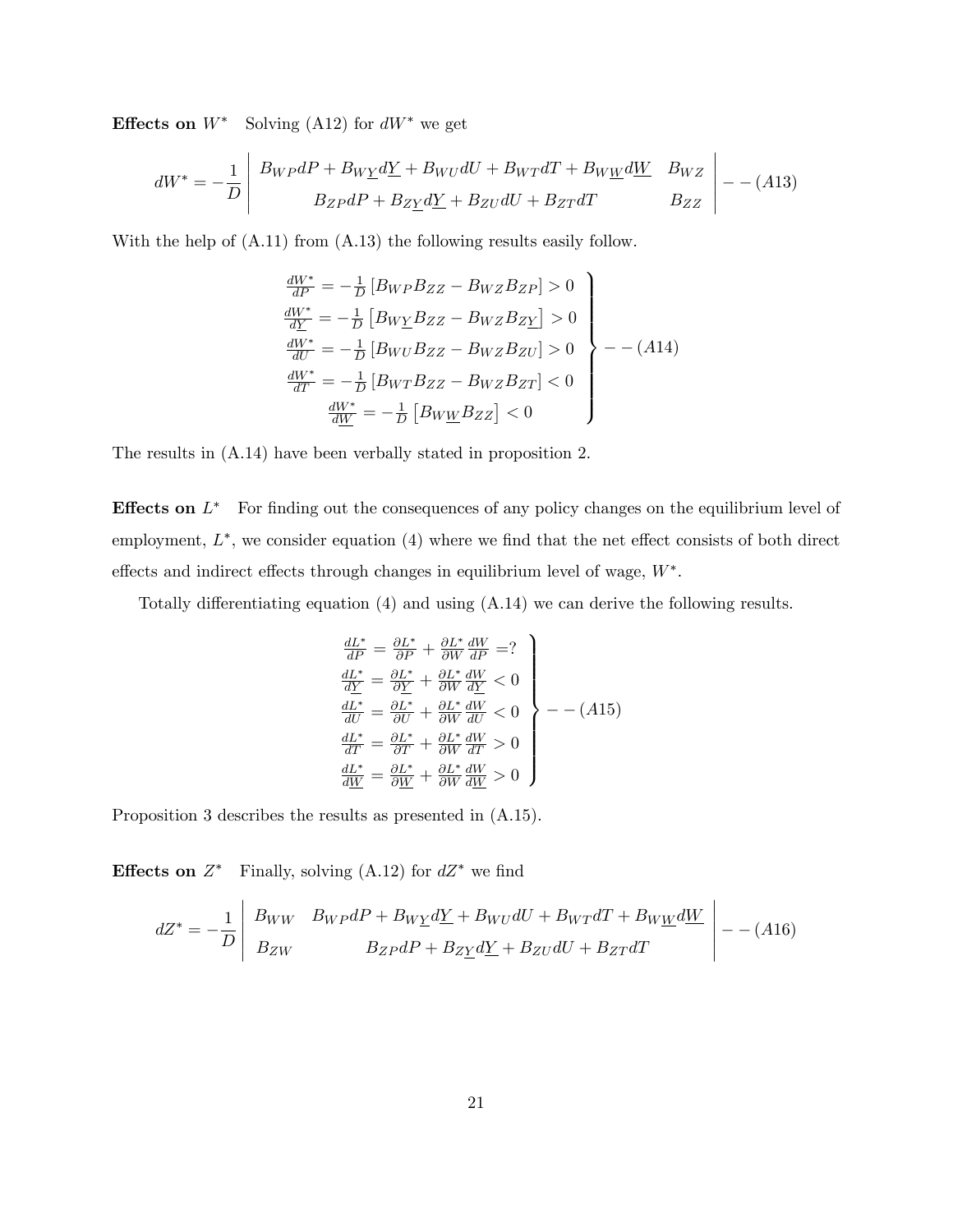**Effects on $W^*$** Solving (A12) for $dW^*$ we get

$$dW^* = -\frac{1}{D} \begin{vmatrix} B_{WP}dP + B_{W\underline{Y}}d\underline{Y} + B_{WU}dU + B_{WT}dT + B_{W\underline{W}}d\underline{W} & B_{WZ} \\ B_{ZP}dP + B_{Z\underline{Y}}d\underline{Y} + B_{ZU}dU + B_{ZT}dT & B_{ZZ} \end{vmatrix} \quad --(A13)$$

With the help of (A.11) from (A.13) the following results easily follow.

$$\left.\begin{array}{l} \frac{dW^*}{dP} = -\frac{1}{D}\left[B_{WP}B_{ZZ} - B_{WZ}B_{ZP}\right] > 0 \\ \frac{dW^*}{d\underline{Y}} = -\frac{1}{D}\left[B_{W\underline{Y}}B_{ZZ} - B_{WZ}B_{Z\underline{Y}}\right] > 0 \\ \frac{dW^*}{dU} = -\frac{1}{D}\left[B_{WU}B_{ZZ} - B_{WZ}B_{ZU}\right] > 0 \\ \frac{dW^*}{dT} = -\frac{1}{D}\left[B_{WT}B_{ZZ} - B_{WZ}B_{ZT}\right] < 0 \\ \frac{dW^*}{d\underline{W}} = -\frac{1}{D}\left[B_{W\underline{W}}B_{ZZ}\right] < 0 \end{array}\right\} --(A14)$$

The results in (A.14) have been verbally stated in proposition 2.

**Effects on $L^*$** For finding out the consequences of any policy changes on the equilibrium level of employment, $L^*$, we consider equation (4) where we find that the net effect consists of both direct effects and indirect effects through changes in equilibrium level of wage, $W^*$.

Totally differentiating equation (4) and using (A.14) we can derive the following results.

$$\left.\begin{array}{l} \frac{dL^*}{dP} = \frac{\partial L^*}{\partial P} + \frac{\partial L^*}{\partial W}\frac{dW}{dP} = ? \\ \frac{dL^*}{d\underline{Y}} = \frac{\partial L^*}{\partial \underline{Y}} + \frac{\partial L^*}{\partial W}\frac{dW}{d\underline{Y}} < 0 \\ \frac{dL^*}{dU} = \frac{\partial L^*}{\partial U} + \frac{\partial L^*}{\partial W}\frac{dW}{dU} < 0 \\ \frac{dL^*}{dT} = \frac{\partial L^*}{\partial T} + \frac{\partial L^*}{\partial W}\frac{dW}{dT} > 0 \\ \frac{dL^*}{d\underline{W}} = \frac{\partial L^*}{\partial \underline{W}} + \frac{\partial L^*}{\partial W}\frac{dW}{d\underline{W}} > 0 \end{array}\right\} --(A15)$$

Proposition 3 describes the results as presented in (A.15).

**Effects on $Z^*$** Finally, solving (A.12) for $dZ^*$ we find

$$dZ^* = -\frac{1}{D} \begin{vmatrix} B_{WW} & B_{WP}dP + B_{W\underline{Y}}d\underline{Y} + B_{WU}dU + B_{WT}dT + B_{W\underline{W}}d\underline{W} \\ B_{ZW} & B_{ZP}dP + B_{Z\underline{Y}}d\underline{Y} + B_{ZU}dU + B_{ZT}dT \end{vmatrix} \quad --(A16)$$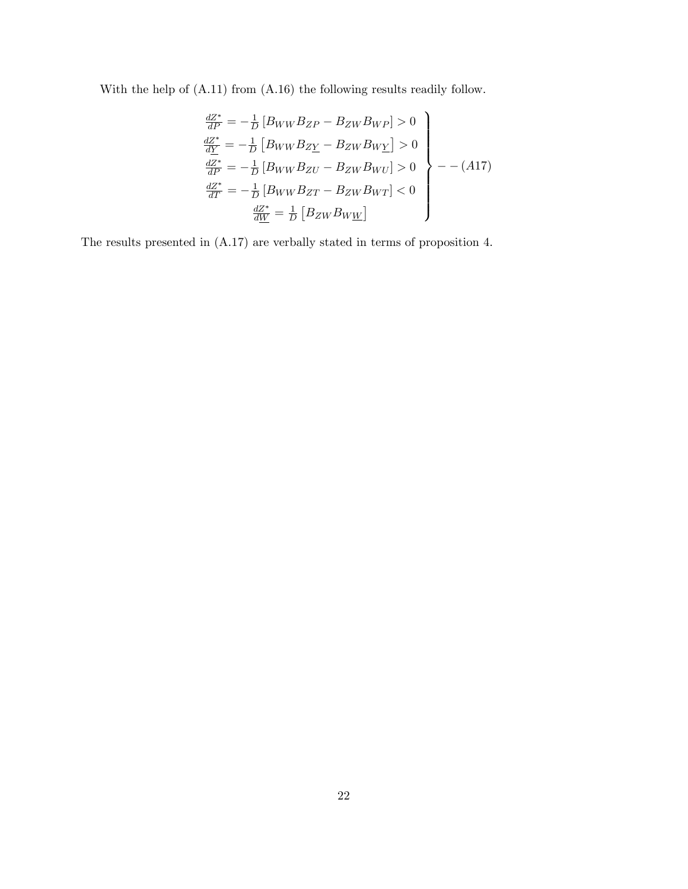With the help of (A.11) from (A.16) the following results readily follow.

$$
\left.\begin{array}{c}
\frac{dZ^*}{dP} = -\frac{1}{D}\left[B_{WW}B_{ZP} - B_{ZW}B_{WP}\right] > 0 \\
\frac{dZ^*}{d\underline{Y}} = -\frac{1}{D}\left[B_{WW}B_{Z\underline{Y}} - B_{ZW}B_{W\underline{Y}}\right] > 0 \\
\frac{dZ^*}{dP} = -\frac{1}{D}\left[B_{WW}B_{ZU} - B_{ZW}B_{WU}\right] > 0 \\
\frac{dZ^*}{dT} = -\frac{1}{D}\left[B_{WW}B_{ZT} - B_{ZW}B_{WT}\right] < 0 \\
\frac{dZ^*}{d\underline{W}} = \frac{1}{D}\left[B_{ZW}B_{W\underline{W}}\right]
\end{array}\right\} --(A17)
$$

The results presented in (A.17) are verbally stated in terms of proposition 4.